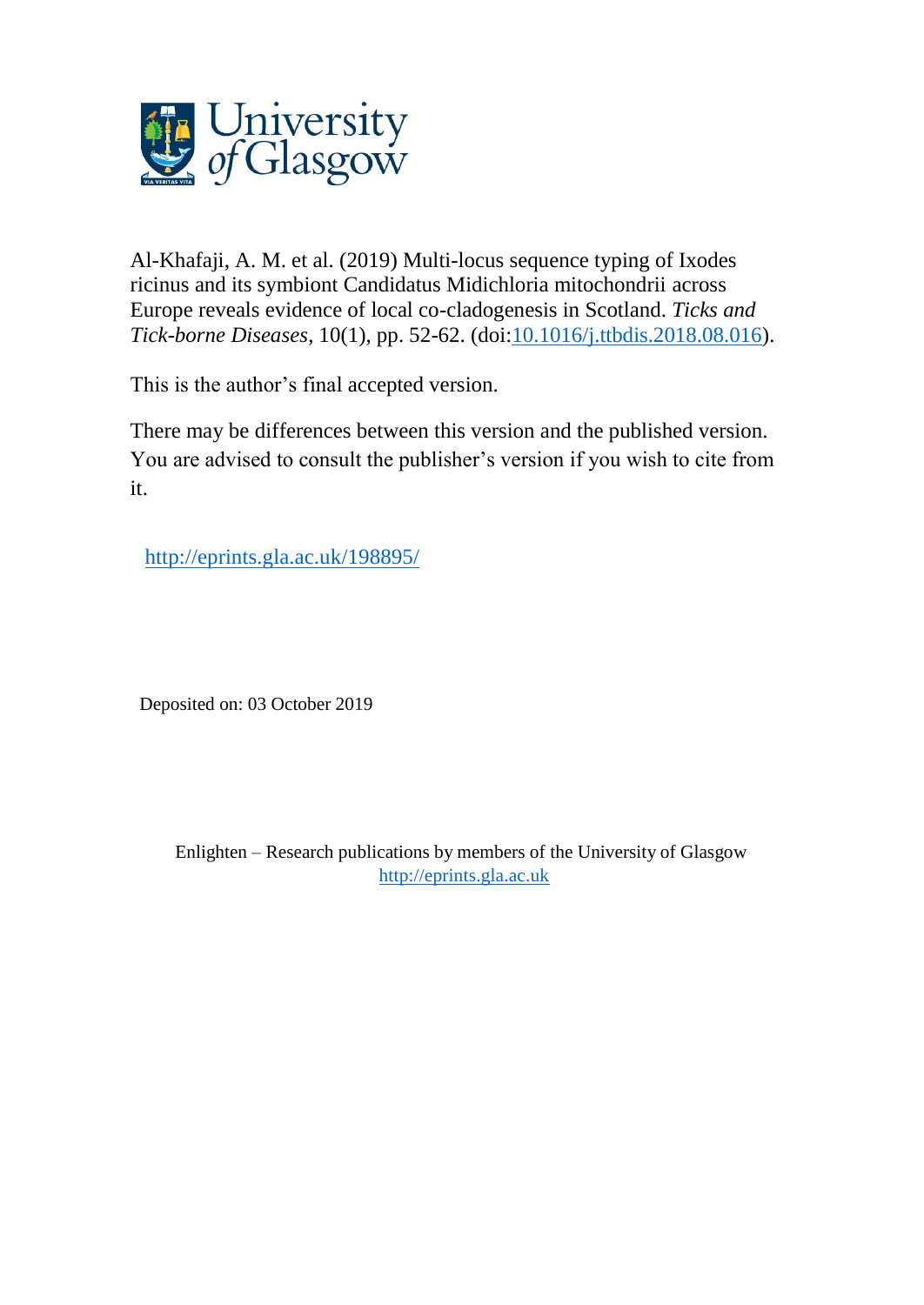University of Glasgow

Al-Khafaji, A. M. et al. (2019) Multi-locus sequence typing of Ixodes ricinus and its symbiont Candidatus Midichloria mitochondrii across Europe reveals evidence of local co-cladogenesis in Scotland. *Ticks and Tick-borne Diseases*, 10(1), pp. 52-62. (doi:10.1016/j.ttbdis.2018.08.016).

This is the author's final accepted version.

There may be differences between this version and the published version. You are advised to consult the publisher's version if you wish to cite from it.

http://eprints.gla.ac.uk/198895/

Deposited on: 03 October 2019

Enlighten – Research publications by members of the University of Glasgow
http://eprints.gla.ac.uk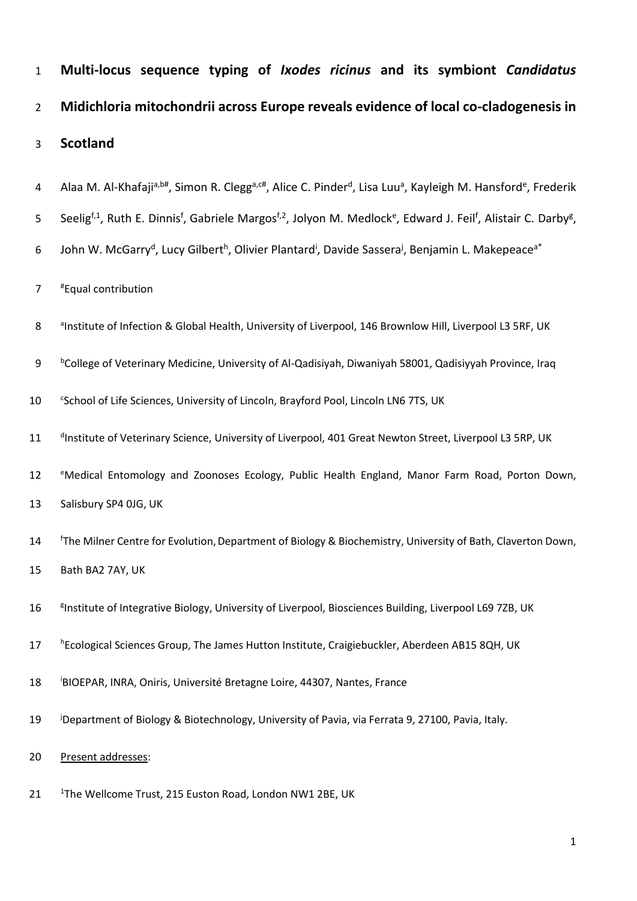# Multi-locus sequence typing of *Ixodes ricinus* and its symbiont *Candidatus* Midichloria mitochondrii across Europe reveals evidence of local co-cladogenesis in Scotland

Alaa M. Al-Khafaji[a,b#], Simon R. Clegg[a,c#], Alice C. Pinder[d], Lisa Luu[a], Kayleigh M. Hansford[e], Frederik Seelig[f,1], Ruth E. Dinnis[f], Gabriele Margos[f,2], Jolyon M. Medlock[e], Edward J. Feil[f], Alistair C. Darby[g], John W. McGarry[d], Lucy Gilbert[h], Olivier Plantard[i], Davide Sassera[j], Benjamin L. Makepeace[a*]

[#]Equal contribution

[a]Institute of Infection & Global Health, University of Liverpool, 146 Brownlow Hill, Liverpool L3 5RF, UK

[b]College of Veterinary Medicine, University of Al-Qadisiyah, Diwaniyah 58001, Qadisiyyah Province, Iraq

[c]School of Life Sciences, University of Lincoln, Brayford Pool, Lincoln LN6 7TS, UK

[d]Institute of Veterinary Science, University of Liverpool, 401 Great Newton Street, Liverpool L3 5RP, UK

[e]Medical Entomology and Zoonoses Ecology, Public Health England, Manor Farm Road, Porton Down, Salisbury SP4 0JG, UK

[f]The Milner Centre for Evolution, Department of Biology & Biochemistry, University of Bath, Claverton Down, Bath BA2 7AY, UK

[g]Institute of Integrative Biology, University of Liverpool, Biosciences Building, Liverpool L69 7ZB, UK

[h]Ecological Sciences Group, The James Hutton Institute, Craigiebuckler, Aberdeen AB15 8QH, UK

[i]BIOEPAR, INRA, Oniris, Université Bretagne Loire, 44307, Nantes, France

[j]Department of Biology & Biotechnology, University of Pavia, via Ferrata 9, 27100, Pavia, Italy.

Present addresses:

[1]The Wellcome Trust, 215 Euston Road, London NW1 2BE, UK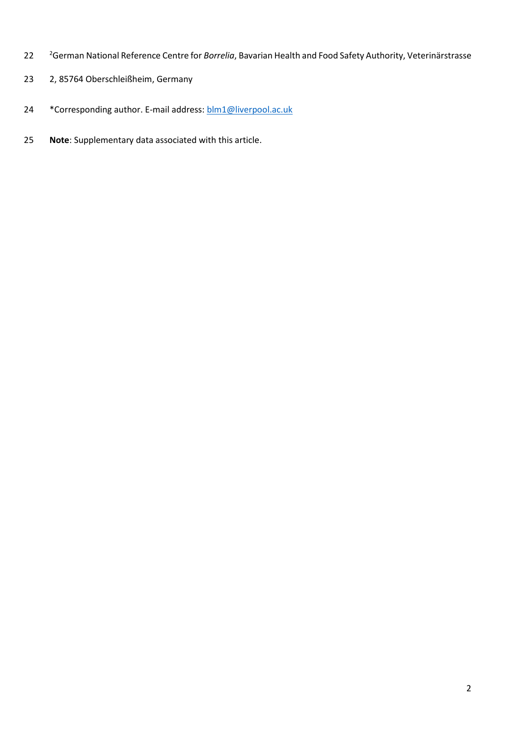[2]German National Reference Centre for *Borrelia*, Bavarian Health and Food Safety Authority, Veterinärstrasse 2, 85764 Oberschleißheim, Germany

*Corresponding author. E-mail address: blm1@liverpool.ac.uk

**Note**: Supplementary data associated with this article.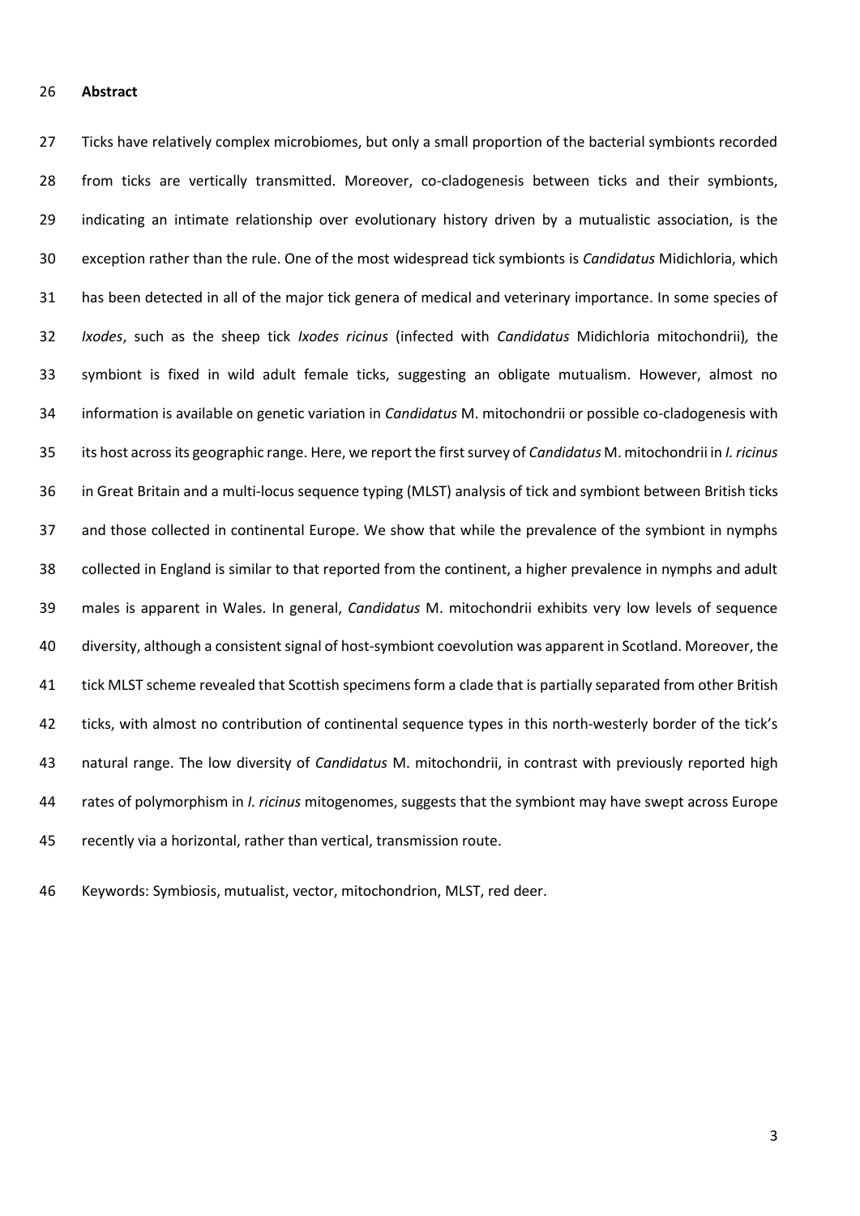## Abstract

Ticks have relatively complex microbiomes, but only a small proportion of the bacterial symbionts recorded from ticks are vertically transmitted. Moreover, co-cladogenesis between ticks and their symbionts, indicating an intimate relationship over evolutionary history driven by a mutualistic association, is the exception rather than the rule. One of the most widespread tick symbionts is *Candidatus* Midichloria, which has been detected in all of the major tick genera of medical and veterinary importance. In some species of *Ixodes*, such as the sheep tick *Ixodes ricinus* (infected with *Candidatus* Midichloria mitochondrii), the symbiont is fixed in wild adult female ticks, suggesting an obligate mutualism. However, almost no information is available on genetic variation in *Candidatus* M. mitochondrii or possible co-cladogenesis with its host across its geographic range. Here, we report the first survey of *Candidatus* M. mitochondrii in *I. ricinus* in Great Britain and a multi-locus sequence typing (MLST) analysis of tick and symbiont between British ticks and those collected in continental Europe. We show that while the prevalence of the symbiont in nymphs collected in England is similar to that reported from the continent, a higher prevalence in nymphs and adult males is apparent in Wales. In general, *Candidatus* M. mitochondrii exhibits very low levels of sequence diversity, although a consistent signal of host-symbiont coevolution was apparent in Scotland. Moreover, the tick MLST scheme revealed that Scottish specimens form a clade that is partially separated from other British ticks, with almost no contribution of continental sequence types in this north-westerly border of the tick's natural range. The low diversity of *Candidatus* M. mitochondrii, in contrast with previously reported high rates of polymorphism in *I. ricinus* mitogenomes, suggests that the symbiont may have swept across Europe recently via a horizontal, rather than vertical, transmission route.

Keywords: Symbiosis, mutualist, vector, mitochondrion, MLST, red deer.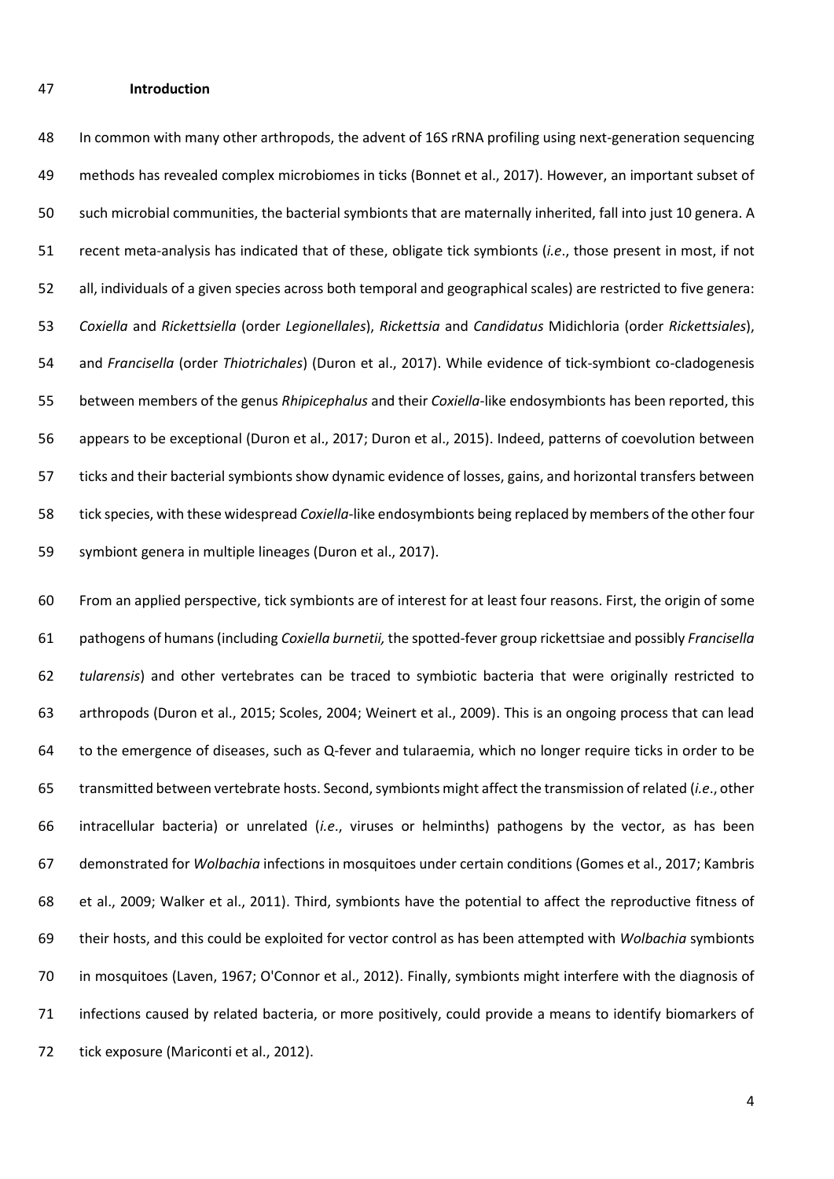## Introduction

In common with many other arthropods, the advent of 16S rRNA profiling using next-generation sequencing methods has revealed complex microbiomes in ticks (Bonnet et al., 2017). However, an important subset of such microbial communities, the bacterial symbionts that are maternally inherited, fall into just 10 genera. A recent meta-analysis has indicated that of these, obligate tick symbionts (*i.e*., those present in most, if not all, individuals of a given species across both temporal and geographical scales) are restricted to five genera: *Coxiella* and *Rickettsiella* (order *Legionellales*), *Rickettsia* and *Candidatus* Midichloria (order *Rickettsiales*), and *Francisella* (order *Thiotrichales*) (Duron et al., 2017). While evidence of tick-symbiont co-cladogenesis between members of the genus *Rhipicephalus* and their *Coxiella*-like endosymbionts has been reported, this appears to be exceptional (Duron et al., 2017; Duron et al., 2015). Indeed, patterns of coevolution between ticks and their bacterial symbionts show dynamic evidence of losses, gains, and horizontal transfers between tick species, with these widespread *Coxiella*-like endosymbionts being replaced by members of the other four symbiont genera in multiple lineages (Duron et al., 2017).

From an applied perspective, tick symbionts are of interest for at least four reasons. First, the origin of some pathogens of humans (including *Coxiella burnetii,* the spotted-fever group rickettsiae and possibly *Francisella tularensis*) and other vertebrates can be traced to symbiotic bacteria that were originally restricted to arthropods (Duron et al., 2015; Scoles, 2004; Weinert et al., 2009). This is an ongoing process that can lead to the emergence of diseases, such as Q-fever and tularaemia, which no longer require ticks in order to be transmitted between vertebrate hosts. Second, symbionts might affect the transmission of related (*i.e*., other intracellular bacteria) or unrelated (*i.e*., viruses or helminths) pathogens by the vector, as has been demonstrated for *Wolbachia* infections in mosquitoes under certain conditions (Gomes et al., 2017; Kambris et al., 2009; Walker et al., 2011). Third, symbionts have the potential to affect the reproductive fitness of their hosts, and this could be exploited for vector control as has been attempted with *Wolbachia* symbionts in mosquitoes (Laven, 1967; O'Connor et al., 2012). Finally, symbionts might interfere with the diagnosis of infections caused by related bacteria, or more positively, could provide a means to identify biomarkers of tick exposure (Mariconti et al., 2012).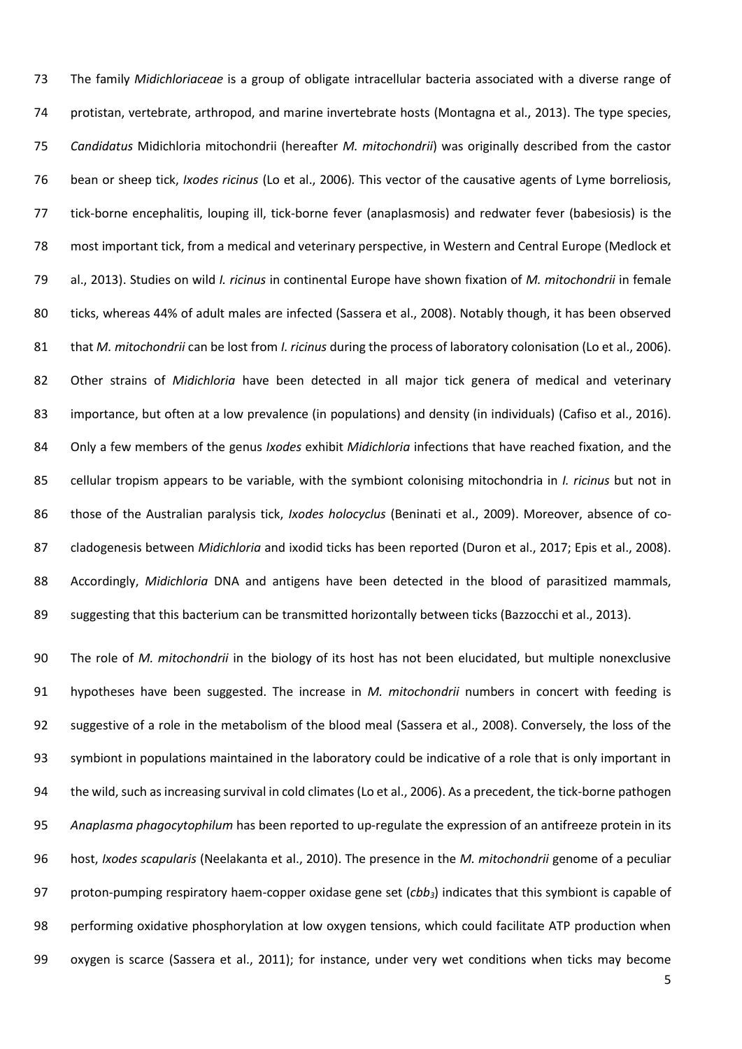The family *Midichloriaceae* is a group of obligate intracellular bacteria associated with a diverse range of protistan, vertebrate, arthropod, and marine invertebrate hosts (Montagna et al., 2013). The type species, *Candidatus* Midichloria mitochondrii (hereafter *M. mitochondrii*) was originally described from the castor bean or sheep tick, *Ixodes ricinus* (Lo et al., 2006). This vector of the causative agents of Lyme borreliosis, tick-borne encephalitis, louping ill, tick-borne fever (anaplasmosis) and redwater fever (babesiosis) is the most important tick, from a medical and veterinary perspective, in Western and Central Europe (Medlock et al., 2013). Studies on wild *I. ricinus* in continental Europe have shown fixation of *M. mitochondrii* in female ticks, whereas 44% of adult males are infected (Sassera et al., 2008). Notably though, it has been observed that *M. mitochondrii* can be lost from *I. ricinus* during the process of laboratory colonisation (Lo et al., 2006). Other strains of *Midichloria* have been detected in all major tick genera of medical and veterinary importance, but often at a low prevalence (in populations) and density (in individuals) (Cafiso et al., 2016). Only a few members of the genus *Ixodes* exhibit *Midichloria* infections that have reached fixation, and the cellular tropism appears to be variable, with the symbiont colonising mitochondria in *I. ricinus* but not in those of the Australian paralysis tick, *Ixodes holocyclus* (Beninati et al., 2009). Moreover, absence of co-cladogenesis between *Midichloria* and ixodid ticks has been reported (Duron et al., 2017; Epis et al., 2008). Accordingly, *Midichloria* DNA and antigens have been detected in the blood of parasitized mammals, suggesting that this bacterium can be transmitted horizontally between ticks (Bazzocchi et al., 2013).

The role of *M. mitochondrii* in the biology of its host has not been elucidated, but multiple nonexclusive hypotheses have been suggested. The increase in *M. mitochondrii* numbers in concert with feeding is suggestive of a role in the metabolism of the blood meal (Sassera et al., 2008). Conversely, the loss of the symbiont in populations maintained in the laboratory could be indicative of a role that is only important in the wild, such as increasing survival in cold climates (Lo et al., 2006). As a precedent, the tick-borne pathogen *Anaplasma phagocytophilum* has been reported to up-regulate the expression of an antifreeze protein in its host, *Ixodes scapularis* (Neelakanta et al., 2010). The presence in the *M. mitochondrii* genome of a peculiar proton-pumping respiratory haem-copper oxidase gene set (*cbb*$_3$) indicates that this symbiont is capable of performing oxidative phosphorylation at low oxygen tensions, which could facilitate ATP production when oxygen is scarce (Sassera et al., 2011); for instance, under very wet conditions when ticks may become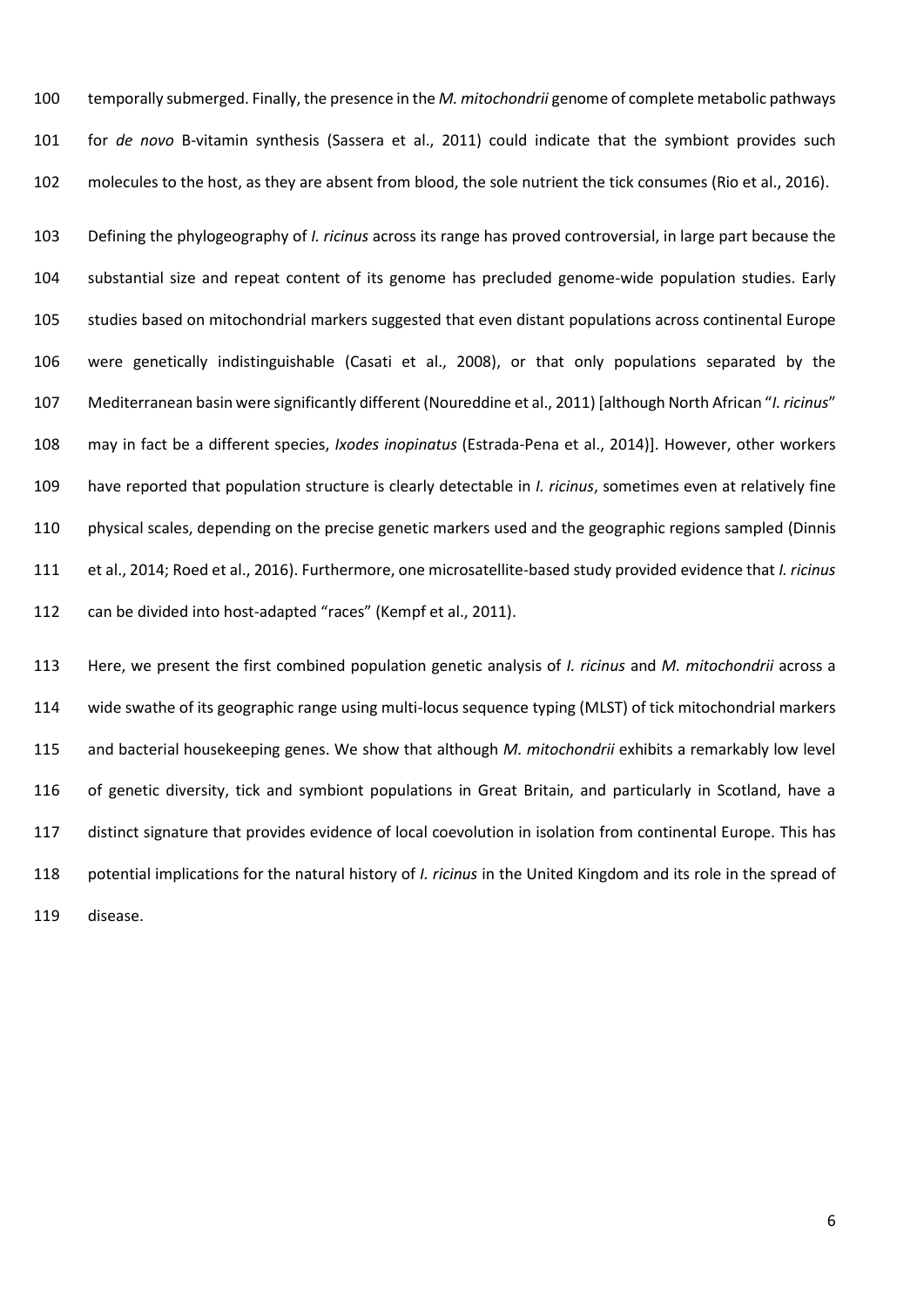temporally submerged. Finally, the presence in the *M. mitochondrii* genome of complete metabolic pathways for *de novo* B-vitamin synthesis (Sassera et al., 2011) could indicate that the symbiont provides such molecules to the host, as they are absent from blood, the sole nutrient the tick consumes (Rio et al., 2016).

Defining the phylogeography of *I. ricinus* across its range has proved controversial, in large part because the substantial size and repeat content of its genome has precluded genome-wide population studies. Early studies based on mitochondrial markers suggested that even distant populations across continental Europe were genetically indistinguishable (Casati et al., 2008), or that only populations separated by the Mediterranean basin were significantly different (Noureddine et al., 2011) [although North African "*I. ricinus*" may in fact be a different species, *Ixodes inopinatus* (Estrada-Pena et al., 2014)]. However, other workers have reported that population structure is clearly detectable in *I. ricinus*, sometimes even at relatively fine physical scales, depending on the precise genetic markers used and the geographic regions sampled (Dinnis et al., 2014; Roed et al., 2016). Furthermore, one microsatellite-based study provided evidence that *I. ricinus* can be divided into host-adapted "races" (Kempf et al., 2011).

Here, we present the first combined population genetic analysis of *I. ricinus* and *M. mitochondrii* across a wide swathe of its geographic range using multi-locus sequence typing (MLST) of tick mitochondrial markers and bacterial housekeeping genes. We show that although *M. mitochondrii* exhibits a remarkably low level of genetic diversity, tick and symbiont populations in Great Britain, and particularly in Scotland, have a distinct signature that provides evidence of local coevolution in isolation from continental Europe. This has potential implications for the natural history of *I. ricinus* in the United Kingdom and its role in the spread of disease.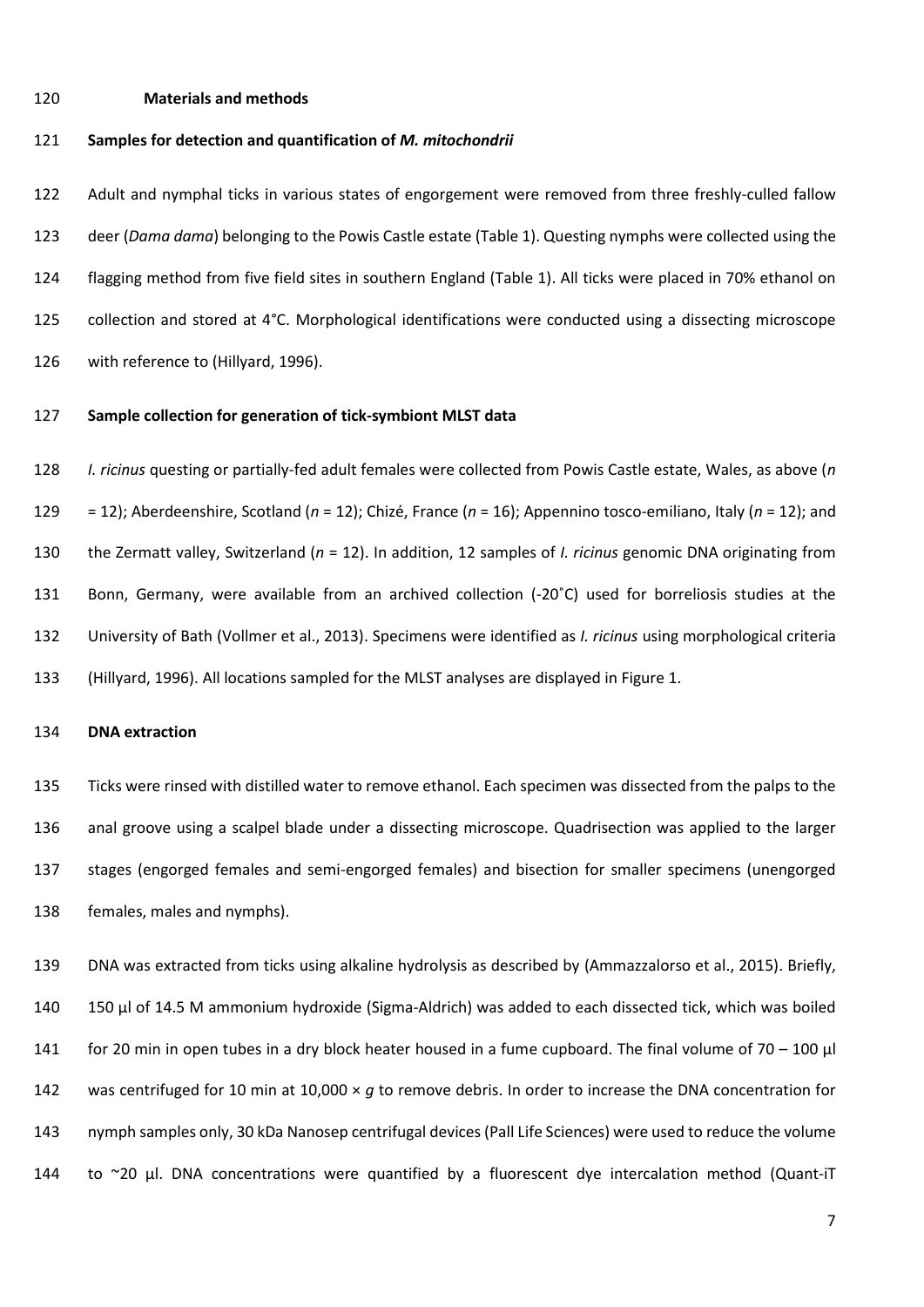## Materials and methods

### Samples for detection and quantification of *M. mitochondrii*

Adult and nymphal ticks in various states of engorgement were removed from three freshly-culled fallow deer (*Dama dama*) belonging to the Powis Castle estate (Table 1). Questing nymphs were collected using the flagging method from five field sites in southern England (Table 1). All ticks were placed in 70% ethanol on collection and stored at 4°C. Morphological identifications were conducted using a dissecting microscope with reference to (Hillyard, 1996).

### Sample collection for generation of tick-symbiont MLST data

*I. ricinus* questing or partially-fed adult females were collected from Powis Castle estate, Wales, as above (*n* = 12); Aberdeenshire, Scotland (*n* = 12); Chizé, France (*n* = 16); Appennino tosco-emiliano, Italy (*n* = 12); and the Zermatt valley, Switzerland (*n* = 12). In addition, 12 samples of *I. ricinus* genomic DNA originating from Bonn, Germany, were available from an archived collection (-20˚C) used for borreliosis studies at the University of Bath (Vollmer et al., 2013). Specimens were identified as *I. ricinus* using morphological criteria (Hillyard, 1996). All locations sampled for the MLST analyses are displayed in Figure 1.

### DNA extraction

Ticks were rinsed with distilled water to remove ethanol. Each specimen was dissected from the palps to the anal groove using a scalpel blade under a dissecting microscope. Quadrisection was applied to the larger stages (engorged females and semi-engorged females) and bisection for smaller specimens (unengorged females, males and nymphs).

DNA was extracted from ticks using alkaline hydrolysis as described by (Ammazzalorso et al., 2015). Briefly, 150 µl of 14.5 M ammonium hydroxide (Sigma-Aldrich) was added to each dissected tick, which was boiled for 20 min in open tubes in a dry block heater housed in a fume cupboard. The final volume of 70 – 100 µl was centrifuged for 10 min at 10,000 × *g* to remove debris. In order to increase the DNA concentration for nymph samples only, 30 kDa Nanosep centrifugal devices (Pall Life Sciences) were used to reduce the volume to ~20 µl. DNA concentrations were quantified by a fluorescent dye intercalation method (Quant-iT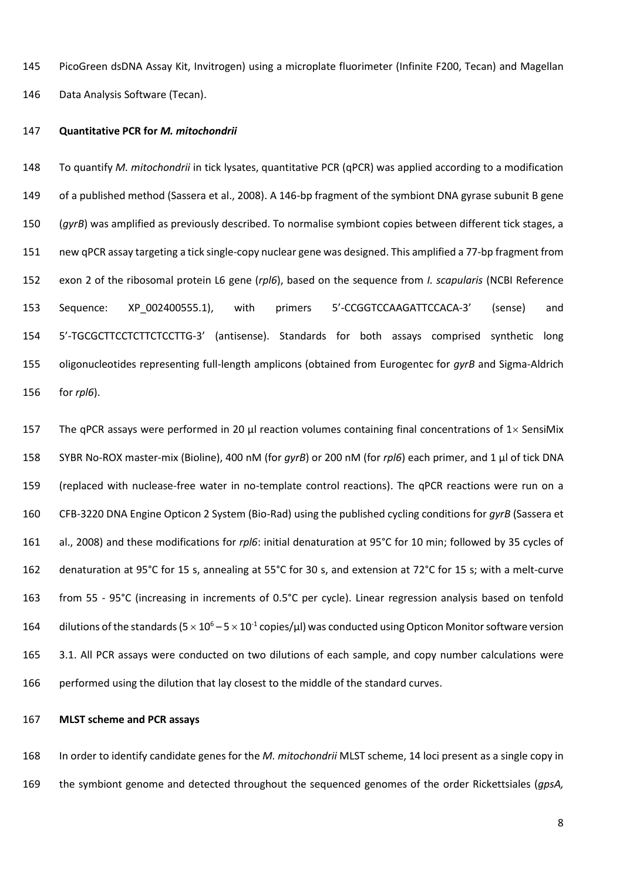PicoGreen dsDNA Assay Kit, Invitrogen) using a microplate fluorimeter (Infinite F200, Tecan) and Magellan Data Analysis Software (Tecan).

**Quantitative PCR for *M. mitochondrii***

To quantify *M. mitochondrii* in tick lysates, quantitative PCR (qPCR) was applied according to a modification of a published method (Sassera et al., 2008). A 146-bp fragment of the symbiont DNA gyrase subunit B gene (*gyrB*) was amplified as previously described. To normalise symbiont copies between different tick stages, a new qPCR assay targeting a tick single-copy nuclear gene was designed. This amplified a 77-bp fragment from exon 2 of the ribosomal protein L6 gene (*rpl6*), based on the sequence from *I. scapularis* (NCBI Reference Sequence: XP_002400555.1), with primers 5'-CCGGTCCAAGATTCCACA-3' (sense) and 5'-TGCGCTTCCTCTTCTCCTTG-3' (antisense). Standards for both assays comprised synthetic long oligonucleotides representing full-length amplicons (obtained from Eurogentec for *gyrB* and Sigma-Aldrich for *rpl6*).

The qPCR assays were performed in 20 µl reaction volumes containing final concentrations of 1× SensiMix SYBR No-ROX master-mix (Bioline), 400 nM (for *gyrB*) or 200 nM (for *rpl6*) each primer, and 1 µl of tick DNA (replaced with nuclease-free water in no-template control reactions). The qPCR reactions were run on a CFB-3220 DNA Engine Opticon 2 System (Bio-Rad) using the published cycling conditions for *gyrB* (Sassera et al., 2008) and these modifications for *rpl6*: initial denaturation at 95°C for 10 min; followed by 35 cycles of denaturation at 95°C for 15 s, annealing at 55°C for 30 s, and extension at 72°C for 15 s; with a melt-curve from 55 - 95°C (increasing in increments of 0.5°C per cycle). Linear regression analysis based on tenfold dilutions of the standards ($5 \times 10^{6} – 5 \times 10^{-1}$ copies/µl) was conducted using Opticon Monitor software version 3.1. All PCR assays were conducted on two dilutions of each sample, and copy number calculations were performed using the dilution that lay closest to the middle of the standard curves.

**MLST scheme and PCR assays**

In order to identify candidate genes for the *M. mitochondrii* MLST scheme, 14 loci present as a single copy in the symbiont genome and detected throughout the sequenced genomes of the order Rickettsiales (*gpsA,*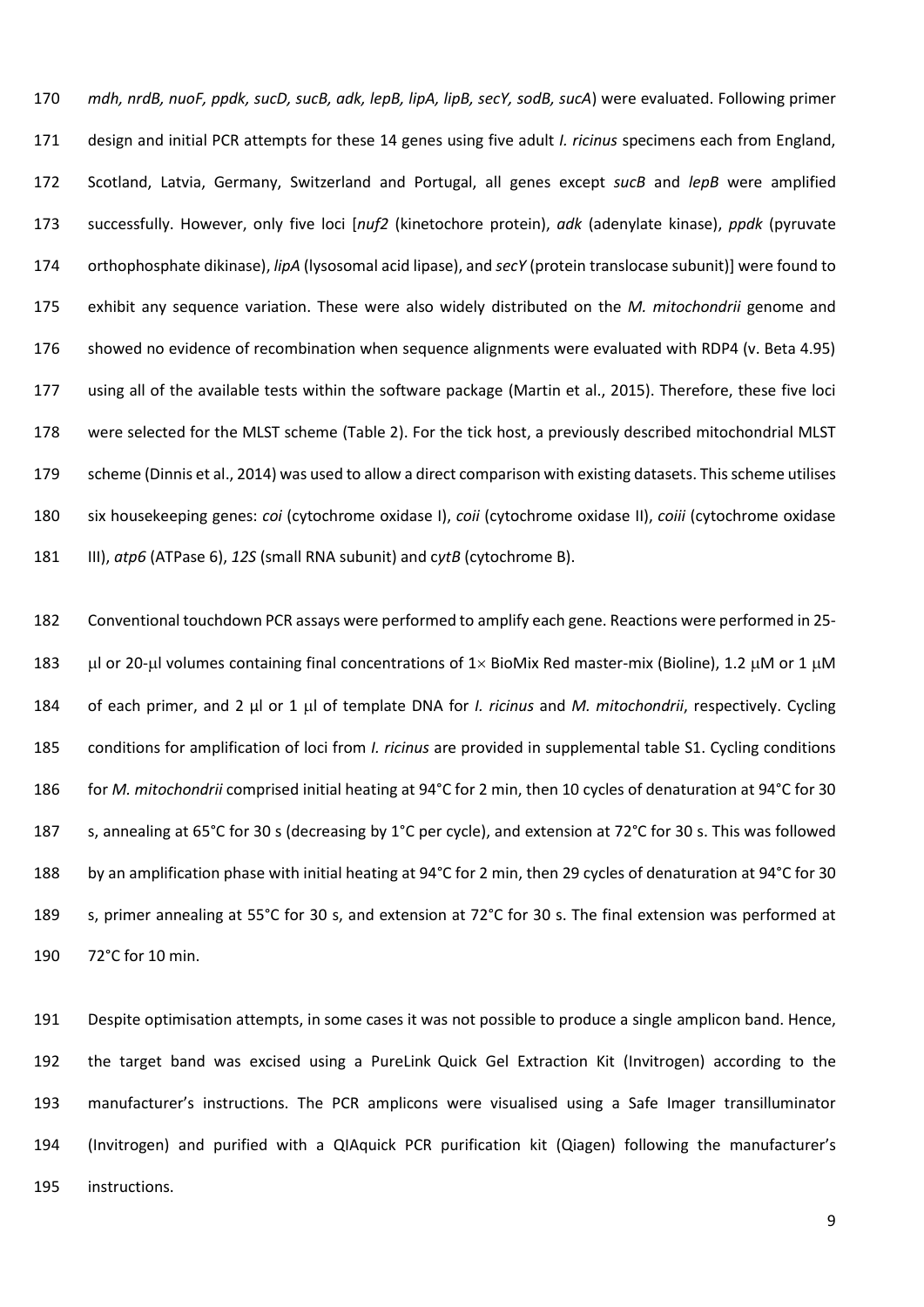*mdh, nrdB, nuoF, ppdk, sucD, sucB, adk, lepB, lipA, lipB, secY, sodB, sucA*) were evaluated. Following primer design and initial PCR attempts for these 14 genes using five adult *I. ricinus* specimens each from England, Scotland, Latvia, Germany, Switzerland and Portugal, all genes except *sucB* and *lepB* were amplified successfully. However, only five loci [*nuf2* (kinetochore protein), *adk* (adenylate kinase), *ppdk* (pyruvate orthophosphate dikinase), *lipA* (lysosomal acid lipase), and *secY* (protein translocase subunit)] were found to exhibit any sequence variation. These were also widely distributed on the *M. mitochondrii* genome and showed no evidence of recombination when sequence alignments were evaluated with RDP4 (v. Beta 4.95) using all of the available tests within the software package (Martin et al., 2015). Therefore, these five loci were selected for the MLST scheme (Table 2). For the tick host, a previously described mitochondrial MLST scheme (Dinnis et al., 2014) was used to allow a direct comparison with existing datasets. This scheme utilises six housekeeping genes: *coi* (cytochrome oxidase I), *coii* (cytochrome oxidase II), *coiii* (cytochrome oxidase III), *atp6* (ATPase 6), *12S* (small RNA subunit) and c*ytB* (cytochrome B).

Conventional touchdown PCR assays were performed to amplify each gene. Reactions were performed in 25-μl or 20-μl volumes containing final concentrations of 1× BioMix Red master-mix (Bioline), 1.2 μM or 1 μM of each primer, and 2 μl or 1 μl of template DNA for *I. ricinus* and *M. mitochondrii*, respectively. Cycling conditions for amplification of loci from *I. ricinus* are provided in supplemental table S1. Cycling conditions for *M. mitochondrii* comprised initial heating at 94°C for 2 min, then 10 cycles of denaturation at 94°C for 30 s, annealing at 65°C for 30 s (decreasing by 1°C per cycle), and extension at 72°C for 30 s. This was followed by an amplification phase with initial heating at 94°C for 2 min, then 29 cycles of denaturation at 94°C for 30 s, primer annealing at 55°C for 30 s, and extension at 72°C for 30 s. The final extension was performed at 72°C for 10 min.

Despite optimisation attempts, in some cases it was not possible to produce a single amplicon band. Hence, the target band was excised using a PureLink Quick Gel Extraction Kit (Invitrogen) according to the manufacturer's instructions. The PCR amplicons were visualised using a Safe Imager transilluminator (Invitrogen) and purified with a QIAquick PCR purification kit (Qiagen) following the manufacturer's instructions.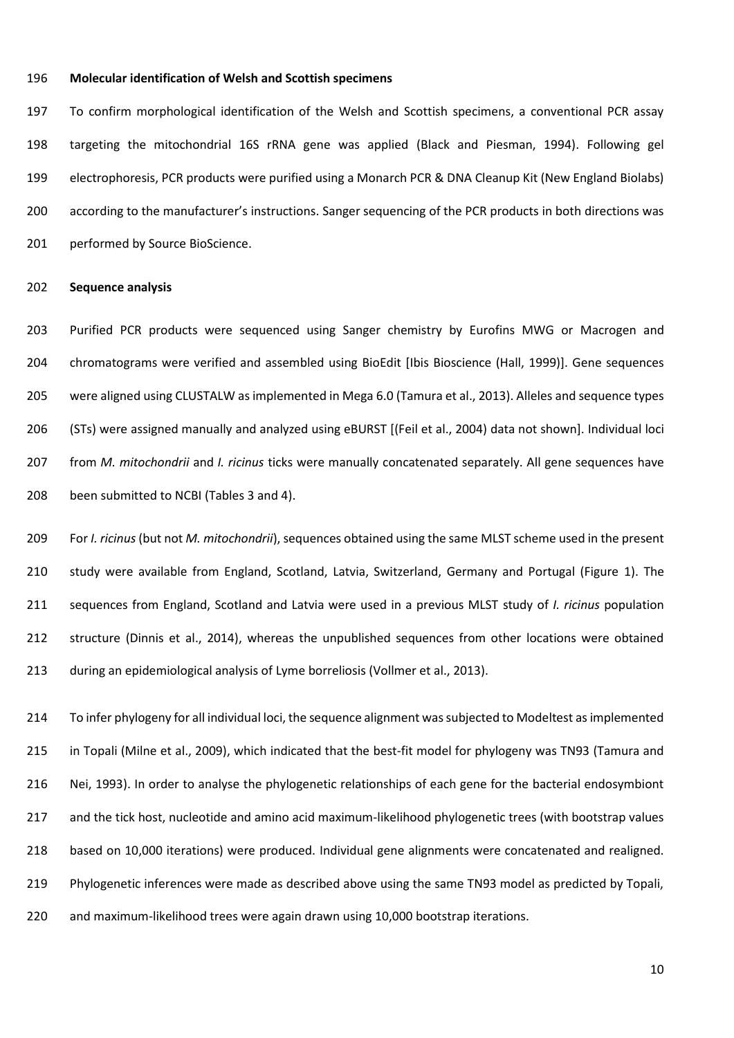**Molecular identification of Welsh and Scottish specimens**

To confirm morphological identification of the Welsh and Scottish specimens, a conventional PCR assay targeting the mitochondrial 16S rRNA gene was applied (Black and Piesman, 1994). Following gel electrophoresis, PCR products were purified using a Monarch PCR & DNA Cleanup Kit (New England Biolabs) according to the manufacturer's instructions. Sanger sequencing of the PCR products in both directions was performed by Source BioScience.

**Sequence analysis**

Purified PCR products were sequenced using Sanger chemistry by Eurofins MWG or Macrogen and chromatograms were verified and assembled using BioEdit [Ibis Bioscience (Hall, 1999)]. Gene sequences were aligned using CLUSTALW as implemented in Mega 6.0 (Tamura et al., 2013). Alleles and sequence types (STs) were assigned manually and analyzed using eBURST [(Feil et al., 2004) data not shown]. Individual loci from *M. mitochondrii* and *I. ricinus* ticks were manually concatenated separately. All gene sequences have been submitted to NCBI (Tables 3 and 4).

For *I. ricinus* (but not *M. mitochondrii*), sequences obtained using the same MLST scheme used in the present study were available from England, Scotland, Latvia, Switzerland, Germany and Portugal (Figure 1). The sequences from England, Scotland and Latvia were used in a previous MLST study of *I. ricinus* population structure (Dinnis et al., 2014), whereas the unpublished sequences from other locations were obtained during an epidemiological analysis of Lyme borreliosis (Vollmer et al., 2013).

To infer phylogeny for all individual loci, the sequence alignment was subjected to Modeltest as implemented in Topali (Milne et al., 2009), which indicated that the best-fit model for phylogeny was TN93 (Tamura and Nei, 1993). In order to analyse the phylogenetic relationships of each gene for the bacterial endosymbiont and the tick host, nucleotide and amino acid maximum-likelihood phylogenetic trees (with bootstrap values based on 10,000 iterations) were produced. Individual gene alignments were concatenated and realigned. Phylogenetic inferences were made as described above using the same TN93 model as predicted by Topali, and maximum-likelihood trees were again drawn using 10,000 bootstrap iterations.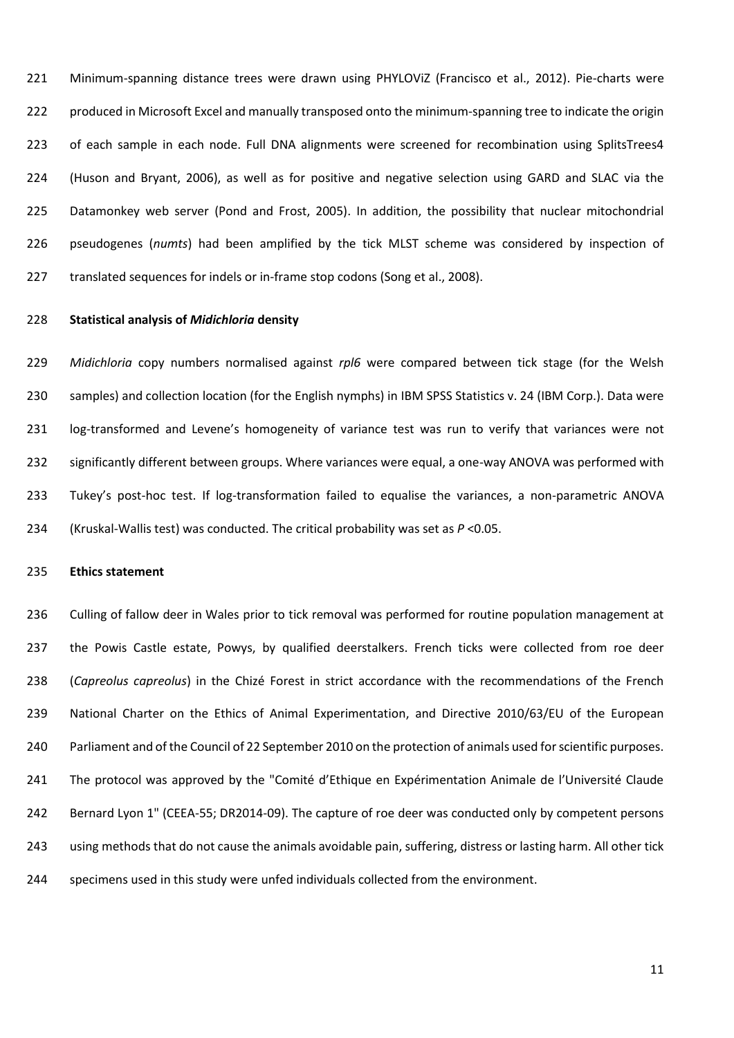Minimum-spanning distance trees were drawn using PHYLOViZ (Francisco et al., 2012). Pie-charts were produced in Microsoft Excel and manually transposed onto the minimum-spanning tree to indicate the origin of each sample in each node. Full DNA alignments were screened for recombination using SplitsTrees4 (Huson and Bryant, 2006), as well as for positive and negative selection using GARD and SLAC via the Datamonkey web server (Pond and Frost, 2005). In addition, the possibility that nuclear mitochondrial pseudogenes (*numts*) had been amplified by the tick MLST scheme was considered by inspection of translated sequences for indels or in-frame stop codons (Song et al., 2008).

**Statistical analysis of *Midichloria* density**

*Midichloria* copy numbers normalised against *rpl6* were compared between tick stage (for the Welsh samples) and collection location (for the English nymphs) in IBM SPSS Statistics v. 24 (IBM Corp.). Data were log-transformed and Levene's homogeneity of variance test was run to verify that variances were not significantly different between groups. Where variances were equal, a one-way ANOVA was performed with Tukey's post-hoc test. If log-transformation failed to equalise the variances, a non-parametric ANOVA (Kruskal-Wallis test) was conducted. The critical probability was set as $P < 0.05$.

**Ethics statement**

Culling of fallow deer in Wales prior to tick removal was performed for routine population management at the Powis Castle estate, Powys, by qualified deerstalkers. French ticks were collected from roe deer (*Capreolus capreolus*) in the Chizé Forest in strict accordance with the recommendations of the French National Charter on the Ethics of Animal Experimentation, and Directive 2010/63/EU of the European Parliament and of the Council of 22 September 2010 on the protection of animals used for scientific purposes. The protocol was approved by the "Comité d'Ethique en Expérimentation Animale de l'Université Claude Bernard Lyon 1" (CEEA-55; DR2014-09). The capture of roe deer was conducted only by competent persons using methods that do not cause the animals avoidable pain, suffering, distress or lasting harm. All other tick specimens used in this study were unfed individuals collected from the environment.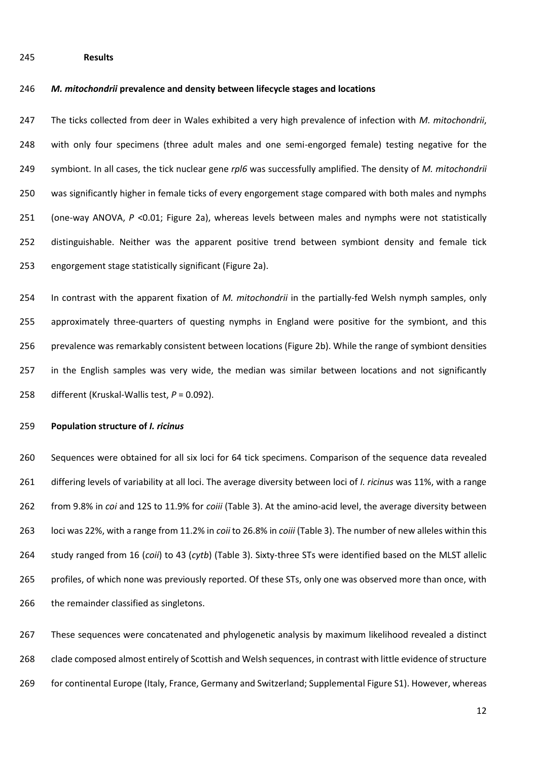## Results

### *M. mitochondrii* prevalence and density between lifecycle stages and locations

The ticks collected from deer in Wales exhibited a very high prevalence of infection with *M. mitochondrii*, with only four specimens (three adult males and one semi-engorged female) testing negative for the symbiont. In all cases, the tick nuclear gene *rpl6* was successfully amplified. The density of *M. mitochondrii* was significantly higher in female ticks of every engorgement stage compared with both males and nymphs (one-way ANOVA, $P$ <0.01; Figure 2a), whereas levels between males and nymphs were not statistically distinguishable. Neither was the apparent positive trend between symbiont density and female tick engorgement stage statistically significant (Figure 2a).

In contrast with the apparent fixation of *M. mitochondrii* in the partially-fed Welsh nymph samples, only approximately three-quarters of questing nymphs in England were positive for the symbiont, and this prevalence was remarkably consistent between locations (Figure 2b). While the range of symbiont densities in the English samples was very wide, the median was similar between locations and not significantly different (Kruskal-Wallis test, $P$ = 0.092).

### Population structure of *I. ricinus*

Sequences were obtained for all six loci for 64 tick specimens. Comparison of the sequence data revealed differing levels of variability at all loci. The average diversity between loci of *I. ricinus* was 11%, with a range from 9.8% in *coi* and 12S to 11.9% for *coiii* (Table 3). At the amino-acid level, the average diversity between loci was 22%, with a range from 11.2% in *coii* to 26.8% in *coiii* (Table 3). The number of new alleles within this study ranged from 16 (*coii*) to 43 (*cytb*) (Table 3). Sixty-three STs were identified based on the MLST allelic profiles, of which none was previously reported. Of these STs, only one was observed more than once, with the remainder classified as singletons.

These sequences were concatenated and phylogenetic analysis by maximum likelihood revealed a distinct clade composed almost entirely of Scottish and Welsh sequences, in contrast with little evidence of structure for continental Europe (Italy, France, Germany and Switzerland; Supplemental Figure S1). However, whereas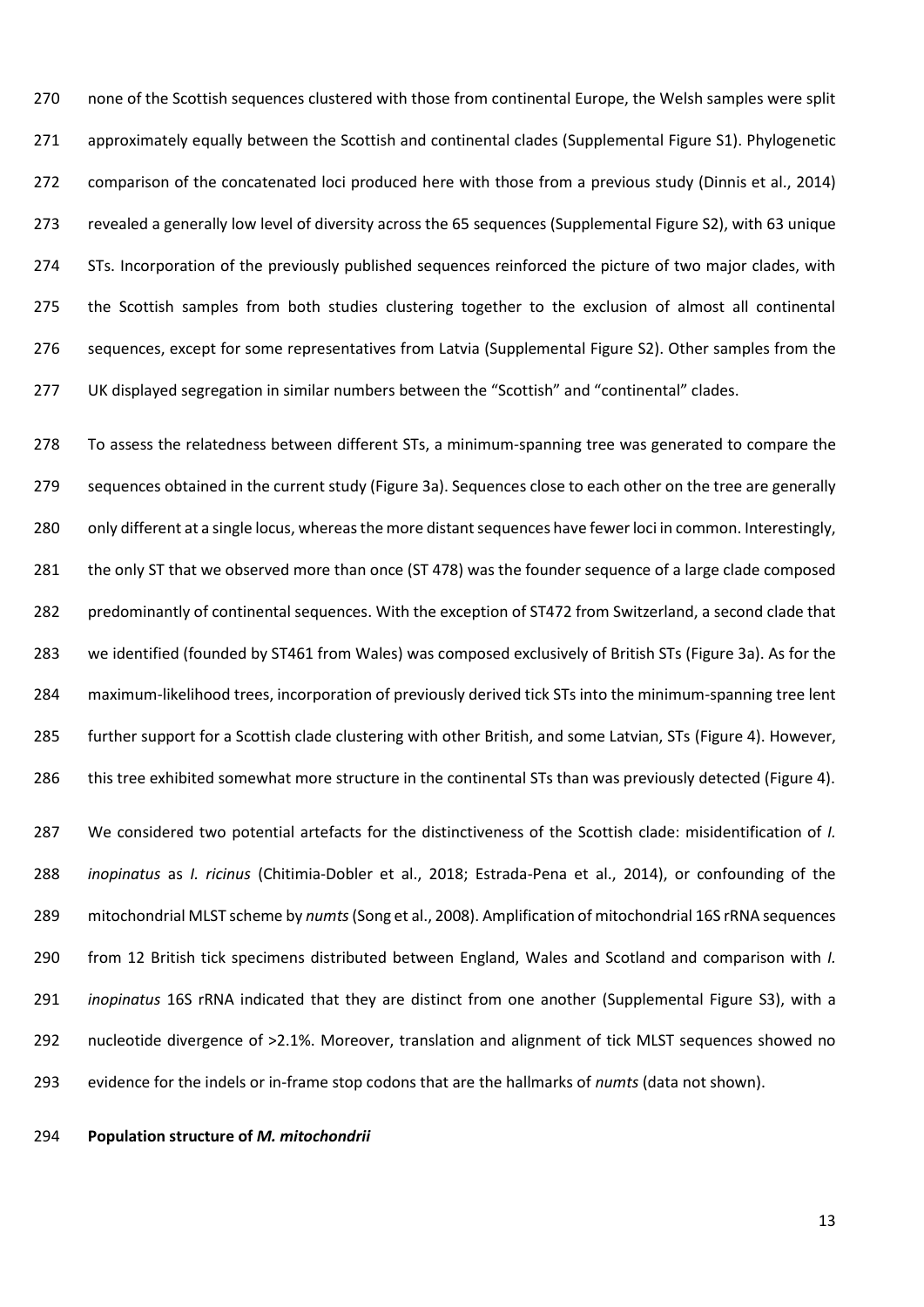none of the Scottish sequences clustered with those from continental Europe, the Welsh samples were split approximately equally between the Scottish and continental clades (Supplemental Figure S1). Phylogenetic comparison of the concatenated loci produced here with those from a previous study (Dinnis et al., 2014) revealed a generally low level of diversity across the 65 sequences (Supplemental Figure S2), with 63 unique STs. Incorporation of the previously published sequences reinforced the picture of two major clades, with the Scottish samples from both studies clustering together to the exclusion of almost all continental sequences, except for some representatives from Latvia (Supplemental Figure S2). Other samples from the UK displayed segregation in similar numbers between the "Scottish" and "continental" clades.

To assess the relatedness between different STs, a minimum-spanning tree was generated to compare the sequences obtained in the current study (Figure 3a). Sequences close to each other on the tree are generally only different at a single locus, whereas the more distant sequences have fewer loci in common. Interestingly, the only ST that we observed more than once (ST 478) was the founder sequence of a large clade composed predominantly of continental sequences. With the exception of ST472 from Switzerland, a second clade that we identified (founded by ST461 from Wales) was composed exclusively of British STs (Figure 3a). As for the maximum-likelihood trees, incorporation of previously derived tick STs into the minimum-spanning tree lent further support for a Scottish clade clustering with other British, and some Latvian, STs (Figure 4). However, this tree exhibited somewhat more structure in the continental STs than was previously detected (Figure 4).

We considered two potential artefacts for the distinctiveness of the Scottish clade: misidentification of *I. inopinatus* as *I. ricinus* (Chitimia-Dobler et al., 2018; Estrada-Pena et al., 2014), or confounding of the mitochondrial MLST scheme by *numts* (Song et al., 2008). Amplification of mitochondrial 16S rRNA sequences from 12 British tick specimens distributed between England, Wales and Scotland and comparison with *I. inopinatus* 16S rRNA indicated that they are distinct from one another (Supplemental Figure S3), with a nucleotide divergence of >2.1%. Moreover, translation and alignment of tick MLST sequences showed no evidence for the indels or in-frame stop codons that are the hallmarks of *numts* (data not shown).

**Population structure of *M. mitochondrii***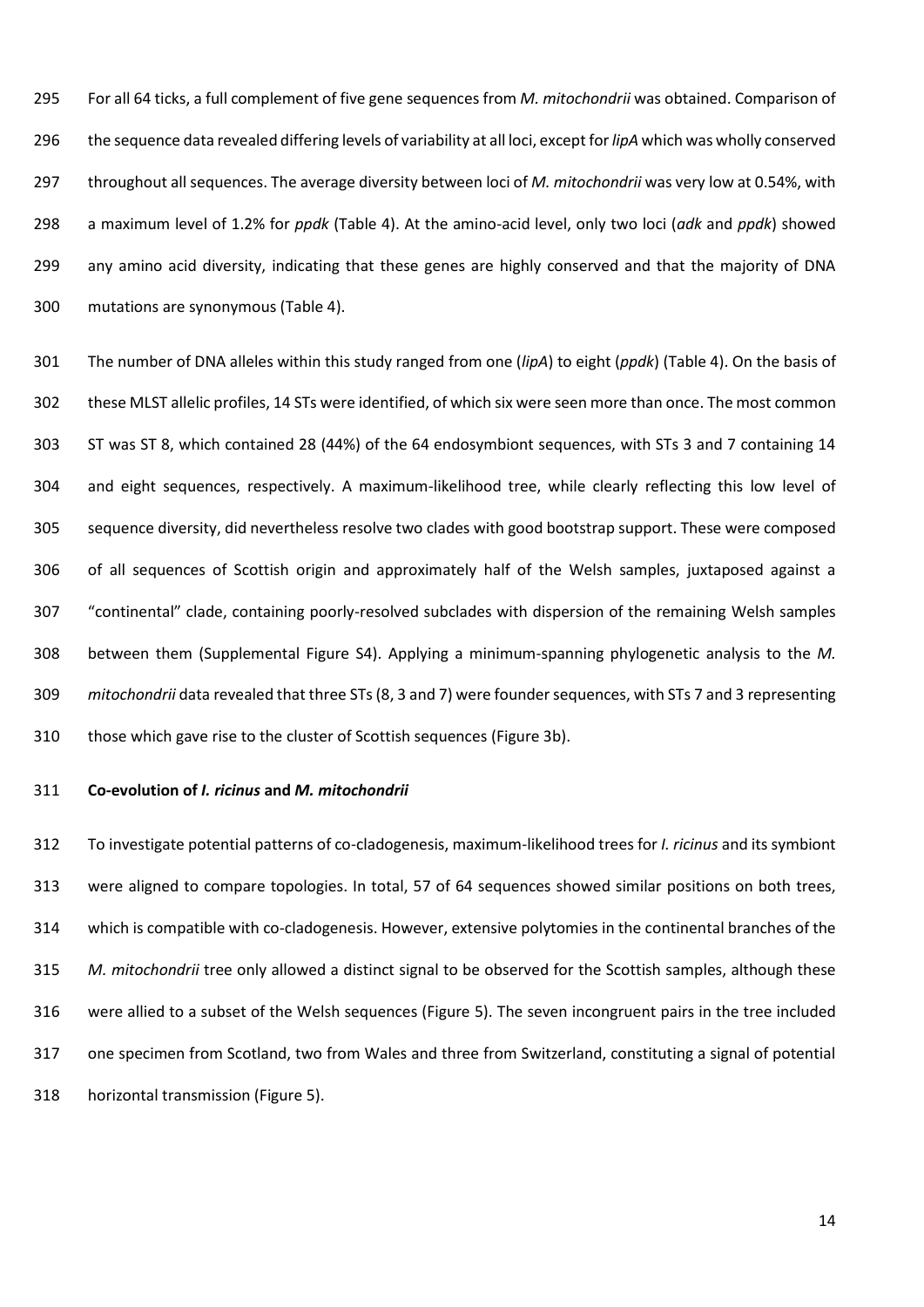For all 64 ticks, a full complement of five gene sequences from *M. mitochondrii* was obtained. Comparison of the sequence data revealed differing levels of variability at all loci, except for *lipA* which was wholly conserved throughout all sequences. The average diversity between loci of *M. mitochondrii* was very low at 0.54%, with a maximum level of 1.2% for *ppdk* (Table 4). At the amino-acid level, only two loci (*adk* and *ppdk*) showed any amino acid diversity, indicating that these genes are highly conserved and that the majority of DNA mutations are synonymous (Table 4).

The number of DNA alleles within this study ranged from one (*lipA*) to eight (*ppdk*) (Table 4). On the basis of these MLST allelic profiles, 14 STs were identified, of which six were seen more than once. The most common ST was ST 8, which contained 28 (44%) of the 64 endosymbiont sequences, with STs 3 and 7 containing 14 and eight sequences, respectively. A maximum-likelihood tree, while clearly reflecting this low level of sequence diversity, did nevertheless resolve two clades with good bootstrap support. These were composed of all sequences of Scottish origin and approximately half of the Welsh samples, juxtaposed against a "continental" clade, containing poorly-resolved subclades with dispersion of the remaining Welsh samples between them (Supplemental Figure S4). Applying a minimum-spanning phylogenetic analysis to the *M. mitochondrii* data revealed that three STs (8, 3 and 7) were founder sequences, with STs 7 and 3 representing those which gave rise to the cluster of Scottish sequences (Figure 3b).

**Co-evolution of *I. ricinus* and *M. mitochondrii***

To investigate potential patterns of co-cladogenesis, maximum-likelihood trees for *I. ricinus* and its symbiont were aligned to compare topologies. In total, 57 of 64 sequences showed similar positions on both trees, which is compatible with co-cladogenesis. However, extensive polytomies in the continental branches of the *M. mitochondrii* tree only allowed a distinct signal to be observed for the Scottish samples, although these were allied to a subset of the Welsh sequences (Figure 5). The seven incongruent pairs in the tree included one specimen from Scotland, two from Wales and three from Switzerland, constituting a signal of potential horizontal transmission (Figure 5).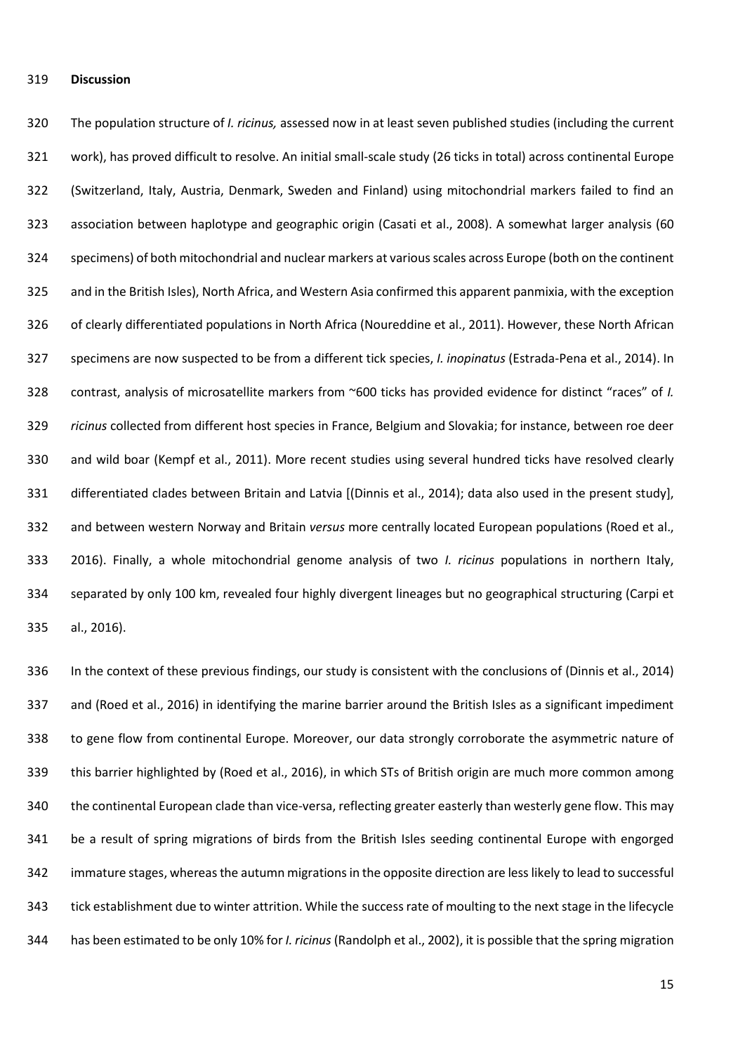**Discussion**

The population structure of *I. ricinus,* assessed now in at least seven published studies (including the current work), has proved difficult to resolve. An initial small-scale study (26 ticks in total) across continental Europe (Switzerland, Italy, Austria, Denmark, Sweden and Finland) using mitochondrial markers failed to find an association between haplotype and geographic origin (Casati et al., 2008). A somewhat larger analysis (60 specimens) of both mitochondrial and nuclear markers at various scales across Europe (both on the continent and in the British Isles), North Africa, and Western Asia confirmed this apparent panmixia, with the exception of clearly differentiated populations in North Africa (Noureddine et al., 2011). However, these North African specimens are now suspected to be from a different tick species, *I. inopinatus* (Estrada-Pena et al., 2014). In contrast, analysis of microsatellite markers from ~600 ticks has provided evidence for distinct "races" of *I. ricinus* collected from different host species in France, Belgium and Slovakia; for instance, between roe deer and wild boar (Kempf et al., 2011). More recent studies using several hundred ticks have resolved clearly differentiated clades between Britain and Latvia [(Dinnis et al., 2014); data also used in the present study], and between western Norway and Britain *versus* more centrally located European populations (Roed et al., 2016). Finally, a whole mitochondrial genome analysis of two *I. ricinus* populations in northern Italy, separated by only 100 km, revealed four highly divergent lineages but no geographical structuring (Carpi et al., 2016).

In the context of these previous findings, our study is consistent with the conclusions of (Dinnis et al., 2014) and (Roed et al., 2016) in identifying the marine barrier around the British Isles as a significant impediment to gene flow from continental Europe. Moreover, our data strongly corroborate the asymmetric nature of this barrier highlighted by (Roed et al., 2016), in which STs of British origin are much more common among the continental European clade than vice-versa, reflecting greater easterly than westerly gene flow. This may be a result of spring migrations of birds from the British Isles seeding continental Europe with engorged immature stages, whereas the autumn migrations in the opposite direction are less likely to lead to successful tick establishment due to winter attrition. While the success rate of moulting to the next stage in the lifecycle has been estimated to be only 10% for *I. ricinus* (Randolph et al., 2002), it is possible that the spring migration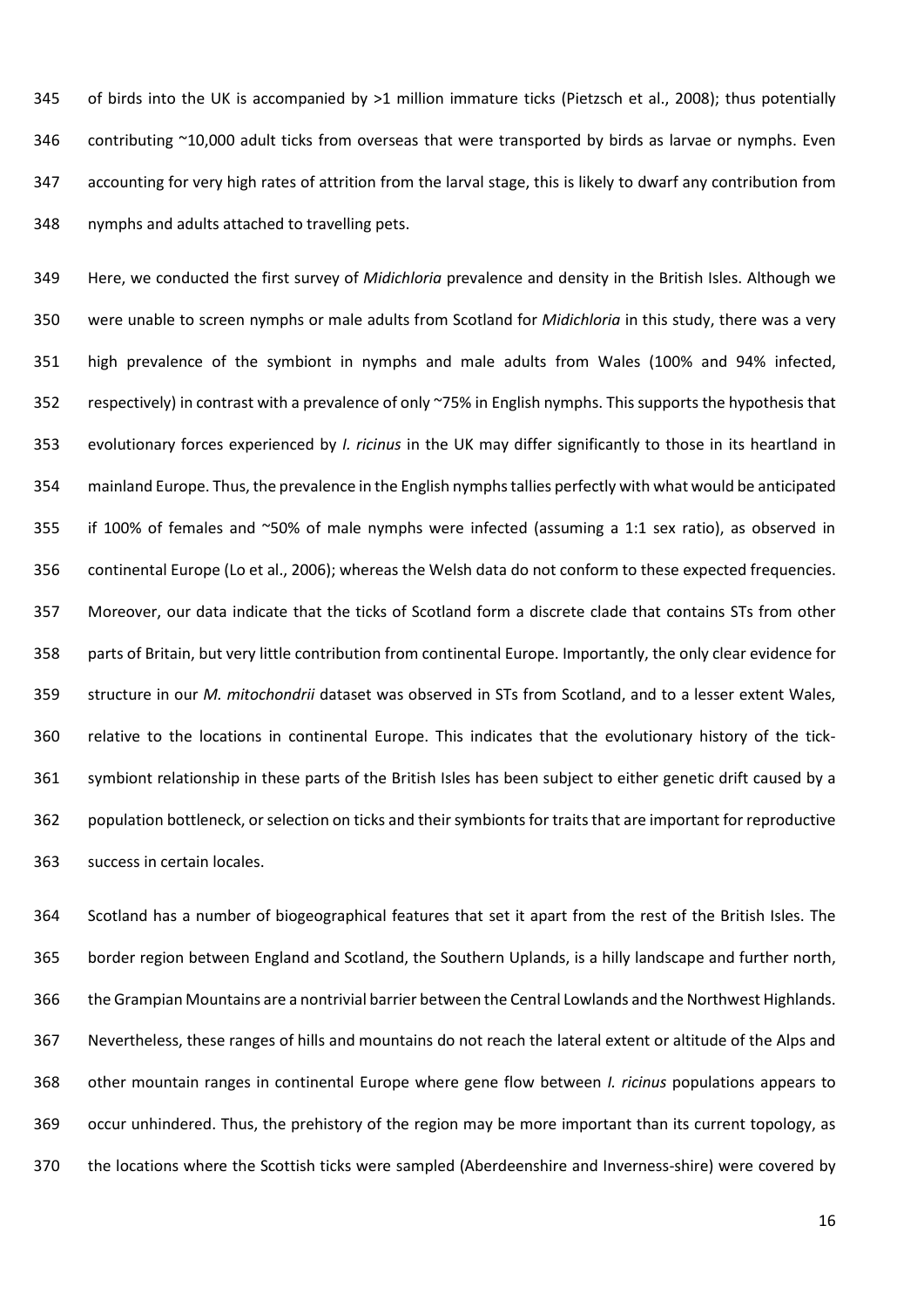of birds into the UK is accompanied by >1 million immature ticks (Pietzsch et al., 2008); thus potentially contributing ~10,000 adult ticks from overseas that were transported by birds as larvae or nymphs. Even accounting for very high rates of attrition from the larval stage, this is likely to dwarf any contribution from nymphs and adults attached to travelling pets.

Here, we conducted the first survey of *Midichloria* prevalence and density in the British Isles. Although we were unable to screen nymphs or male adults from Scotland for *Midichloria* in this study, there was a very high prevalence of the symbiont in nymphs and male adults from Wales (100% and 94% infected, respectively) in contrast with a prevalence of only ~75% in English nymphs. This supports the hypothesis that evolutionary forces experienced by *I. ricinus* in the UK may differ significantly to those in its heartland in mainland Europe. Thus, the prevalence in the English nymphs tallies perfectly with what would be anticipated if 100% of females and ~50% of male nymphs were infected (assuming a 1:1 sex ratio), as observed in continental Europe (Lo et al., 2006); whereas the Welsh data do not conform to these expected frequencies. Moreover, our data indicate that the ticks of Scotland form a discrete clade that contains STs from other parts of Britain, but very little contribution from continental Europe. Importantly, the only clear evidence for structure in our *M. mitochondrii* dataset was observed in STs from Scotland, and to a lesser extent Wales, relative to the locations in continental Europe. This indicates that the evolutionary history of the tick-symbiont relationship in these parts of the British Isles has been subject to either genetic drift caused by a population bottleneck, or selection on ticks and their symbionts for traits that are important for reproductive success in certain locales.

Scotland has a number of biogeographical features that set it apart from the rest of the British Isles. The border region between England and Scotland, the Southern Uplands, is a hilly landscape and further north, the Grampian Mountains are a nontrivial barrier between the Central Lowlands and the Northwest Highlands. Nevertheless, these ranges of hills and mountains do not reach the lateral extent or altitude of the Alps and other mountain ranges in continental Europe where gene flow between *I. ricinus* populations appears to occur unhindered. Thus, the prehistory of the region may be more important than its current topology, as the locations where the Scottish ticks were sampled (Aberdeenshire and Inverness-shire) were covered by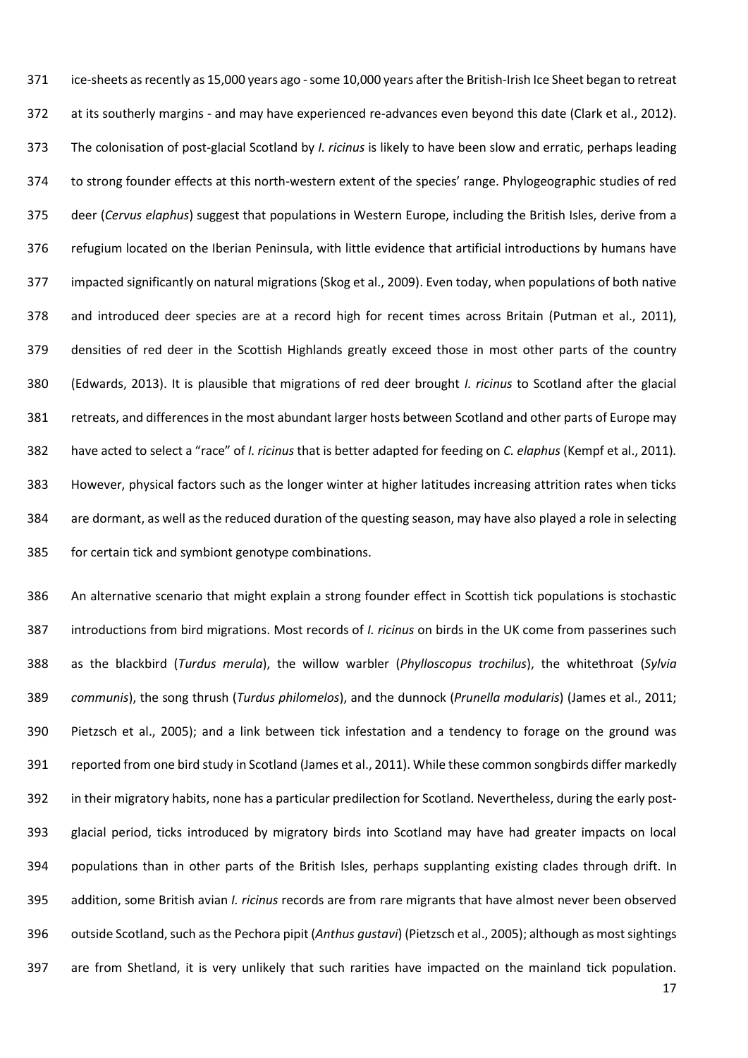ice-sheets as recently as 15,000 years ago - some 10,000 years after the British-Irish Ice Sheet began to retreat at its southerly margins - and may have experienced re-advances even beyond this date (Clark et al., 2012). The colonisation of post-glacial Scotland by *I. ricinus* is likely to have been slow and erratic, perhaps leading to strong founder effects at this north-western extent of the species' range. Phylogeographic studies of red deer (*Cervus elaphus*) suggest that populations in Western Europe, including the British Isles, derive from a refugium located on the Iberian Peninsula, with little evidence that artificial introductions by humans have impacted significantly on natural migrations (Skog et al., 2009). Even today, when populations of both native and introduced deer species are at a record high for recent times across Britain (Putman et al., 2011), densities of red deer in the Scottish Highlands greatly exceed those in most other parts of the country (Edwards, 2013). It is plausible that migrations of red deer brought *I. ricinus* to Scotland after the glacial retreats, and differences in the most abundant larger hosts between Scotland and other parts of Europe may have acted to select a "race" of *I. ricinus* that is better adapted for feeding on *C. elaphus* (Kempf et al., 2011). However, physical factors such as the longer winter at higher latitudes increasing attrition rates when ticks are dormant, as well as the reduced duration of the questing season, may have also played a role in selecting for certain tick and symbiont genotype combinations.

An alternative scenario that might explain a strong founder effect in Scottish tick populations is stochastic introductions from bird migrations. Most records of *I. ricinus* on birds in the UK come from passerines such as the blackbird (*Turdus merula*), the willow warbler (*Phylloscopus trochilus*), the whitethroat (*Sylvia communis*), the song thrush (*Turdus philomelos*), and the dunnock (*Prunella modularis*) (James et al., 2011; Pietzsch et al., 2005); and a link between tick infestation and a tendency to forage on the ground was reported from one bird study in Scotland (James et al., 2011). While these common songbirds differ markedly in their migratory habits, none has a particular predilection for Scotland. Nevertheless, during the early post-glacial period, ticks introduced by migratory birds into Scotland may have had greater impacts on local populations than in other parts of the British Isles, perhaps supplanting existing clades through drift. In addition, some British avian *I. ricinus* records are from rare migrants that have almost never been observed outside Scotland, such as the Pechora pipit (*Anthus gustavi*) (Pietzsch et al., 2005); although as most sightings are from Shetland, it is very unlikely that such rarities have impacted on the mainland tick population.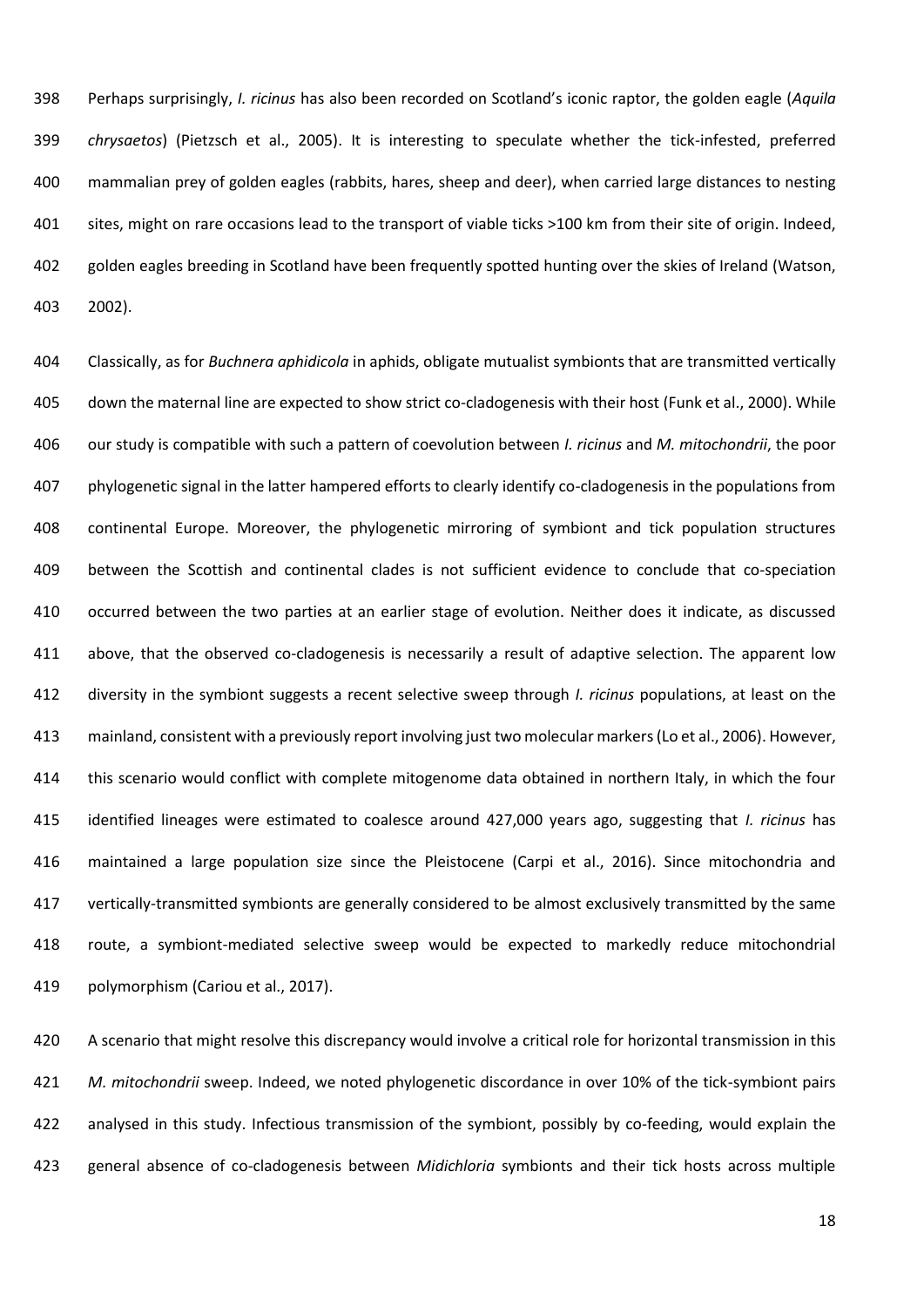Perhaps surprisingly, *I. ricinus* has also been recorded on Scotland's iconic raptor, the golden eagle (*Aquila chrysaetos*) (Pietzsch et al., 2005). It is interesting to speculate whether the tick-infested, preferred mammalian prey of golden eagles (rabbits, hares, sheep and deer), when carried large distances to nesting sites, might on rare occasions lead to the transport of viable ticks >100 km from their site of origin. Indeed, golden eagles breeding in Scotland have been frequently spotted hunting over the skies of Ireland (Watson, 2002).

Classically, as for *Buchnera aphidicola* in aphids, obligate mutualist symbionts that are transmitted vertically down the maternal line are expected to show strict co-cladogenesis with their host (Funk et al., 2000). While our study is compatible with such a pattern of coevolution between *I. ricinus* and *M. mitochondrii*, the poor phylogenetic signal in the latter hampered efforts to clearly identify co-cladogenesis in the populations from continental Europe. Moreover, the phylogenetic mirroring of symbiont and tick population structures between the Scottish and continental clades is not sufficient evidence to conclude that co-speciation occurred between the two parties at an earlier stage of evolution. Neither does it indicate, as discussed above, that the observed co-cladogenesis is necessarily a result of adaptive selection. The apparent low diversity in the symbiont suggests a recent selective sweep through *I. ricinus* populations, at least on the mainland, consistent with a previously report involving just two molecular markers (Lo et al., 2006). However, this scenario would conflict with complete mitogenome data obtained in northern Italy, in which the four identified lineages were estimated to coalesce around 427,000 years ago, suggesting that *I. ricinus* has maintained a large population size since the Pleistocene (Carpi et al., 2016). Since mitochondria and vertically-transmitted symbionts are generally considered to be almost exclusively transmitted by the same route, a symbiont-mediated selective sweep would be expected to markedly reduce mitochondrial polymorphism (Cariou et al., 2017).

A scenario that might resolve this discrepancy would involve a critical role for horizontal transmission in this *M. mitochondrii* sweep. Indeed, we noted phylogenetic discordance in over 10% of the tick-symbiont pairs analysed in this study. Infectious transmission of the symbiont, possibly by co-feeding, would explain the general absence of co-cladogenesis between *Midichloria* symbionts and their tick hosts across multiple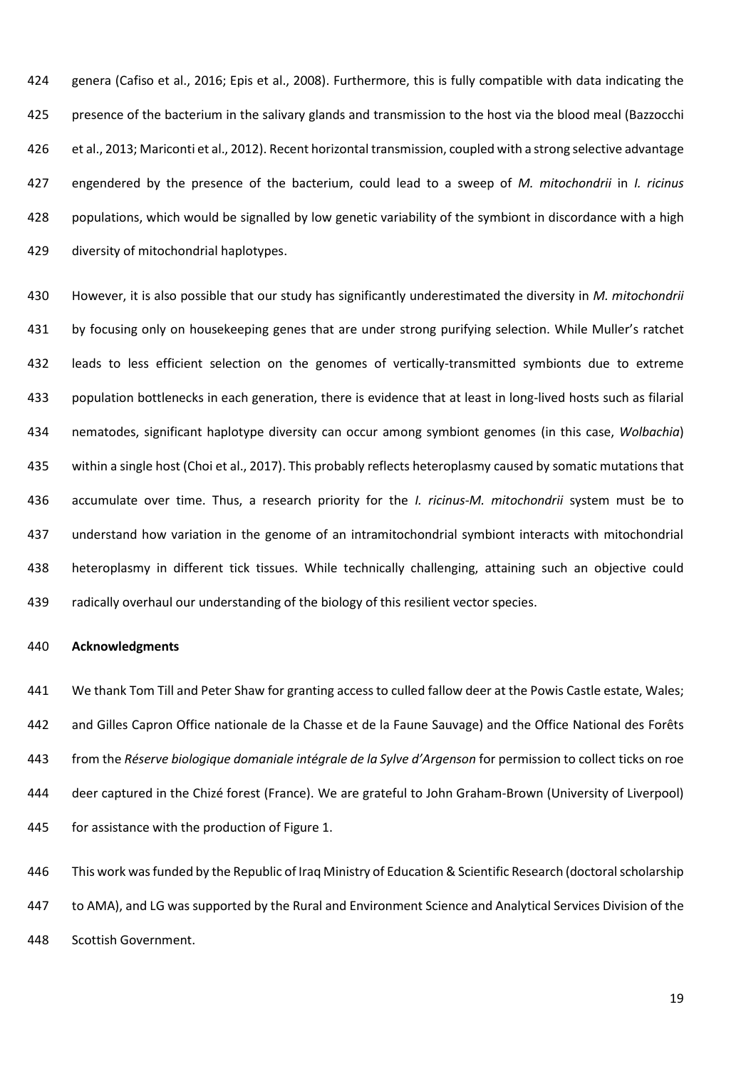genera (Cafiso et al., 2016; Epis et al., 2008). Furthermore, this is fully compatible with data indicating the presence of the bacterium in the salivary glands and transmission to the host via the blood meal (Bazzocchi et al., 2013; Mariconti et al., 2012). Recent horizontal transmission, coupled with a strong selective advantage engendered by the presence of the bacterium, could lead to a sweep of *M. mitochondrii* in *I. ricinus* populations, which would be signalled by low genetic variability of the symbiont in discordance with a high diversity of mitochondrial haplotypes.

However, it is also possible that our study has significantly underestimated the diversity in *M. mitochondrii* by focusing only on housekeeping genes that are under strong purifying selection. While Muller's ratchet leads to less efficient selection on the genomes of vertically-transmitted symbionts due to extreme population bottlenecks in each generation, there is evidence that at least in long-lived hosts such as filarial nematodes, significant haplotype diversity can occur among symbiont genomes (in this case, *Wolbachia*) within a single host (Choi et al., 2017). This probably reflects heteroplasmy caused by somatic mutations that accumulate over time. Thus, a research priority for the *I. ricinus*-*M. mitochondrii* system must be to understand how variation in the genome of an intramitochondrial symbiont interacts with mitochondrial heteroplasmy in different tick tissues. While technically challenging, attaining such an objective could radically overhaul our understanding of the biology of this resilient vector species.

**Acknowledgments**

We thank Tom Till and Peter Shaw for granting access to culled fallow deer at the Powis Castle estate, Wales; and Gilles Capron Office nationale de la Chasse et de la Faune Sauvage) and the Office National des Forêts from the *Réserve biologique domaniale intégrale de la Sylve d'Argenson* for permission to collect ticks on roe deer captured in the Chizé forest (France). We are grateful to John Graham-Brown (University of Liverpool) for assistance with the production of Figure 1.

This work was funded by the Republic of Iraq Ministry of Education & Scientific Research (doctoral scholarship to AMA), and LG was supported by the Rural and Environment Science and Analytical Services Division of the Scottish Government.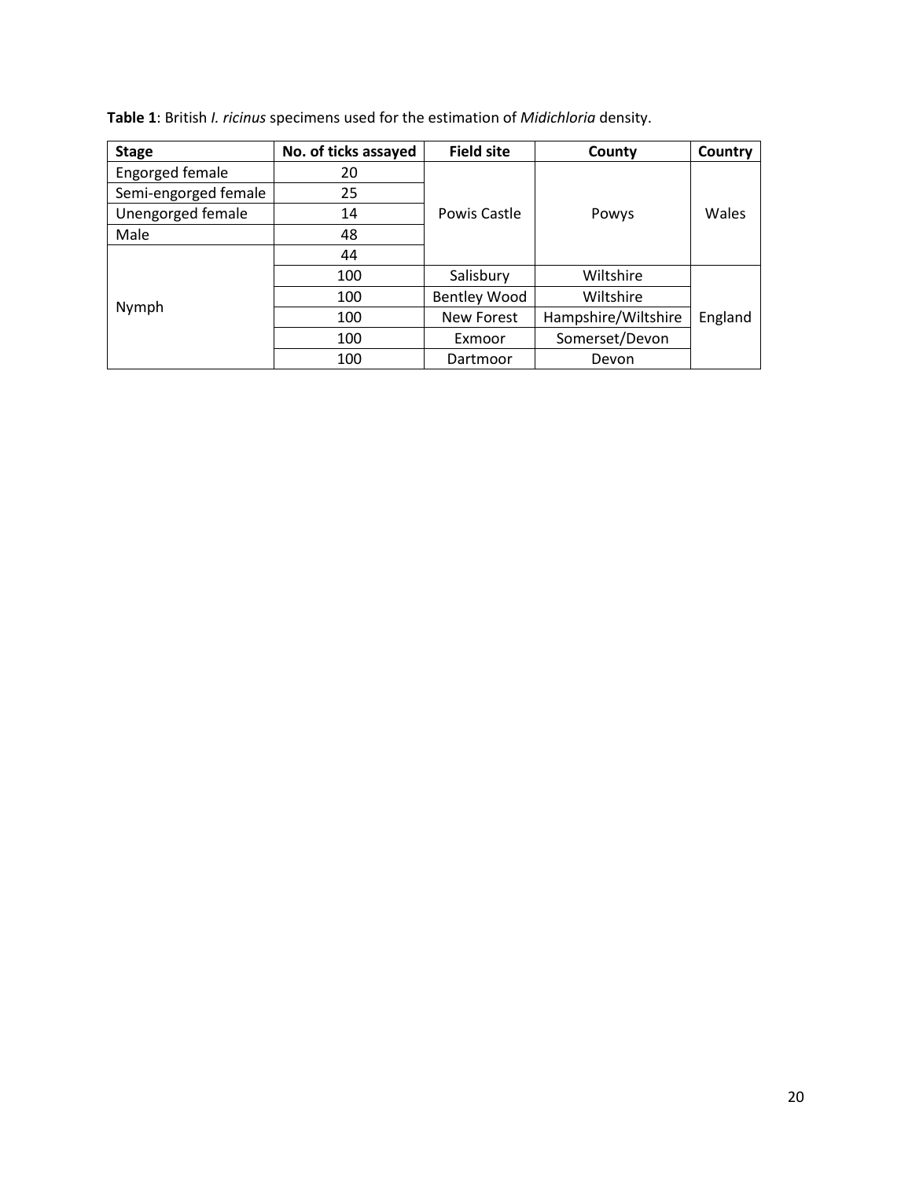**Table 1**: British *I. ricinus* specimens used for the estimation of *Midichloria* density.

| Stage | No. of ticks assayed | Field site | County | Country |
|---|---|---|---|---|
| Engorged female | 20 | Powis Castle | Powys | Wales |
| Semi-engorged female | 25 | | | |
| Unengorged female | 14 | | | |
| Male | 48 | | | |
| Nymph | 44 | | | |
| | 100 | Salisbury | Wiltshire | England |
| | 100 | Bentley Wood | Wiltshire | |
| | 100 | New Forest | Hampshire/Wiltshire | |
| | 100 | Exmoor | Somerset/Devon | |
| | 100 | Dartmoor | Devon | |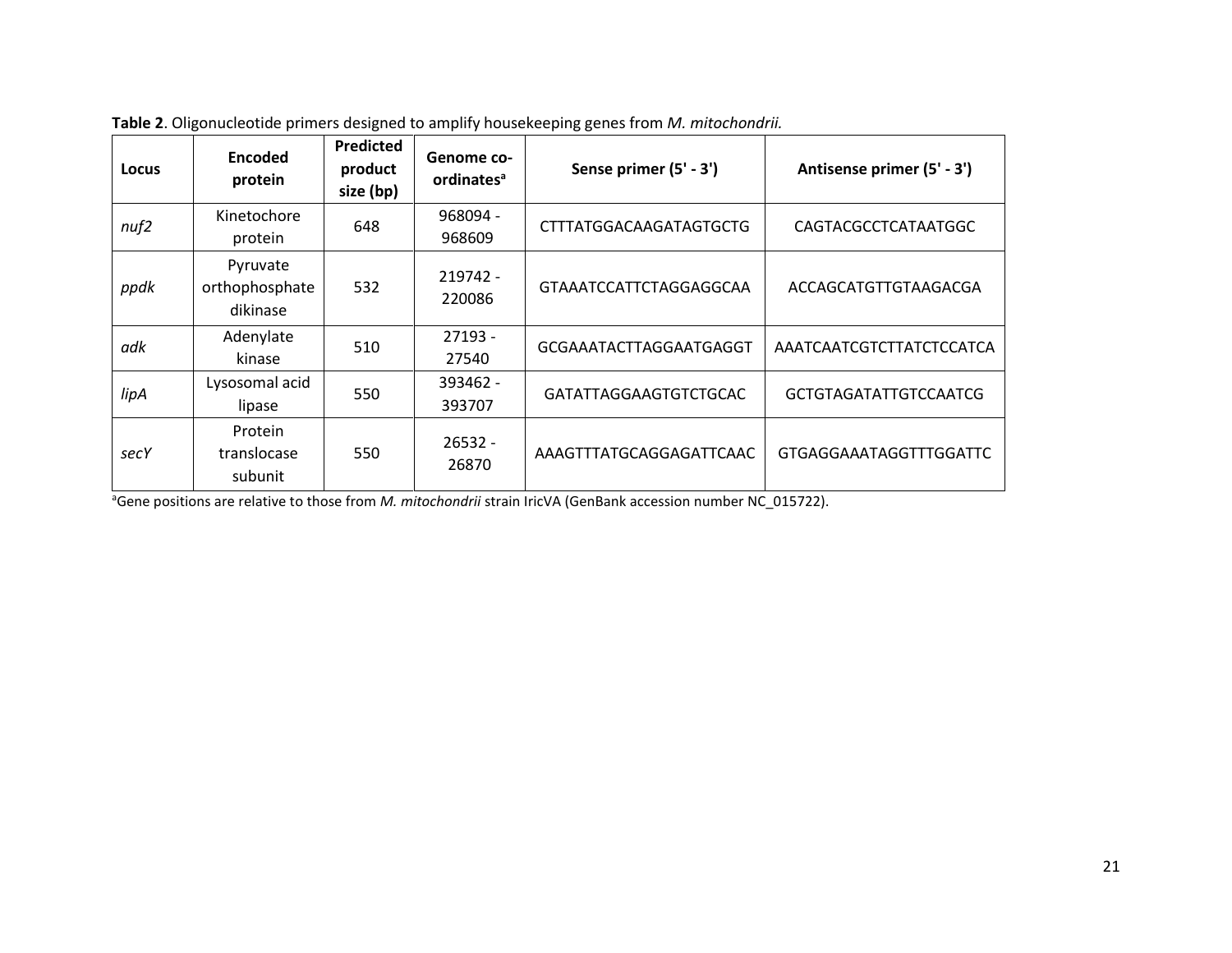**Table 2**. Oligonucleotide primers designed to amplify housekeeping genes from *M. mitochondrii.*

| Locus | Encoded protein | Predicted product size (bp) | Genome co-ordinates[a] | Sense primer (5' - 3') | Antisense primer (5' - 3') |
|---|---|---|---|---|---|
| *nuf2* | Kinetochore protein | 648 | 968094 - 968609 | CTTTATGGACAAGATAGTGCTG | CAGTACGCCTCATAATGGC |
| *ppdk* | Pyruvate orthophosphate dikinase | 532 | 219742 - 220086 | GTAAATCCATTCTAGGAGGCAA | ACCAGCATGTTGTAAGACGA |
| *adk* | Adenylate kinase | 510 | 27193 - 27540 | GCGAAATACTTAGGAATGAGGT | AAATCAATCGTCTTATCTCCATCA |
| *lipA* | Lysosomal acid lipase | 550 | 393462 - 393707 | GATATTAGGAAGTGTCTGCAC | GCTGTAGATATTGTCCAATCG |
| *secY* | Protein translocase subunit | 550 | 26532 - 26870 | AAAGTTTATGCAGGAGATTCAAC | GTGAGGAAATAGGTTTGGATTC |

[a]Gene positions are relative to those from *M. mitochondrii* strain IricVA (GenBank accession number NC_015722).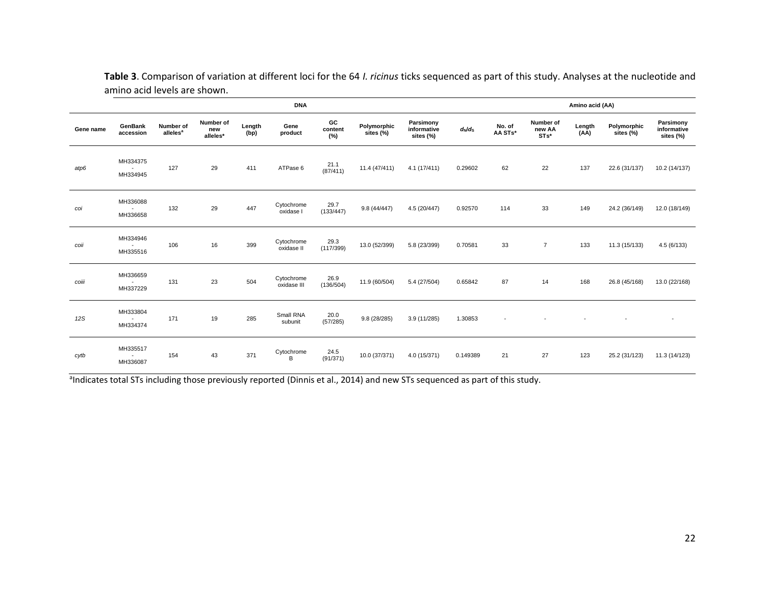**Table 3**. Comparison of variation at different loci for the 64 *I. ricinus* ticks sequenced as part of this study. Analyses at the nucleotide and amino acid levels are shown.

| | DNA | | | | | | | | | Amino acid (AA) | | | | |
|---|---|---|---|---|---|---|---|---|---|---|---|---|---|---|
| Gene name | GenBank accession | Number of alleles[a] | Number of new alleles* | Length (bp) | Gene product | GC content (%) | Polymorphic sites (%) | Parsimony informative sites (%) | $d_N/d_S$ | No. of AA STs* | Number of new AA STs* | Length (AA) | Polymorphic sites (%) | Parsimony informative sites (%) |
| *atp6* | MH334375 - MH334945 | 127 | 29 | 411 | ATPase 6 | 21.1 (87/411) | 11.4 (47/411) | 4.1 (17/411) | 0.29602 | 62 | 22 | 137 | 22.6 (31/137) | 10.2 (14/137) |
| *coi* | MH336088 - MH336658 | 132 | 29 | 447 | Cytochrome oxidase I | 29.7 (133/447) | 9.8 (44/447) | 4.5 (20/447) | 0.92570 | 114 | 33 | 149 | 24.2 (36/149) | 12.0 (18/149) |
| *coii* | MH334946 - MH335516 | 106 | 16 | 399 | Cytochrome oxidase II | 29.3 (117/399) | 13.0 (52/399) | 5.8 (23/399) | 0.70581 | 33 | 7 | 133 | 11.3 (15/133) | 4.5 (6/133) |
| *coiii* | MH336659 - MH337229 | 131 | 23 | 504 | Cytochrome oxidase III | 26.9 (136/504) | 11.9 (60/504) | 5.4 (27/504) | 0.65842 | 87 | 14 | 168 | 26.8 (45/168) | 13.0 (22/168) |
| *12S* | MH333804 - MH334374 | 171 | 19 | 285 | Small RNA subunit | 20.0 (57/285) | 9.8 (28/285) | 3.9 (11/285) | 1.30853 | - | - | - | - | - |
| *cytb* | MH335517 - MH336087 | 154 | 43 | 371 | Cytochrome B | 24.5 (91/371) | 10.0 (37/371) | 4.0 (15/371) | 0.149389 | 21 | 27 | 123 | 25.2 (31/123) | 11.3 (14/123) |

[a]Indicates total STs including those previously reported (Dinnis et al., 2014) and new STs sequenced as part of this study.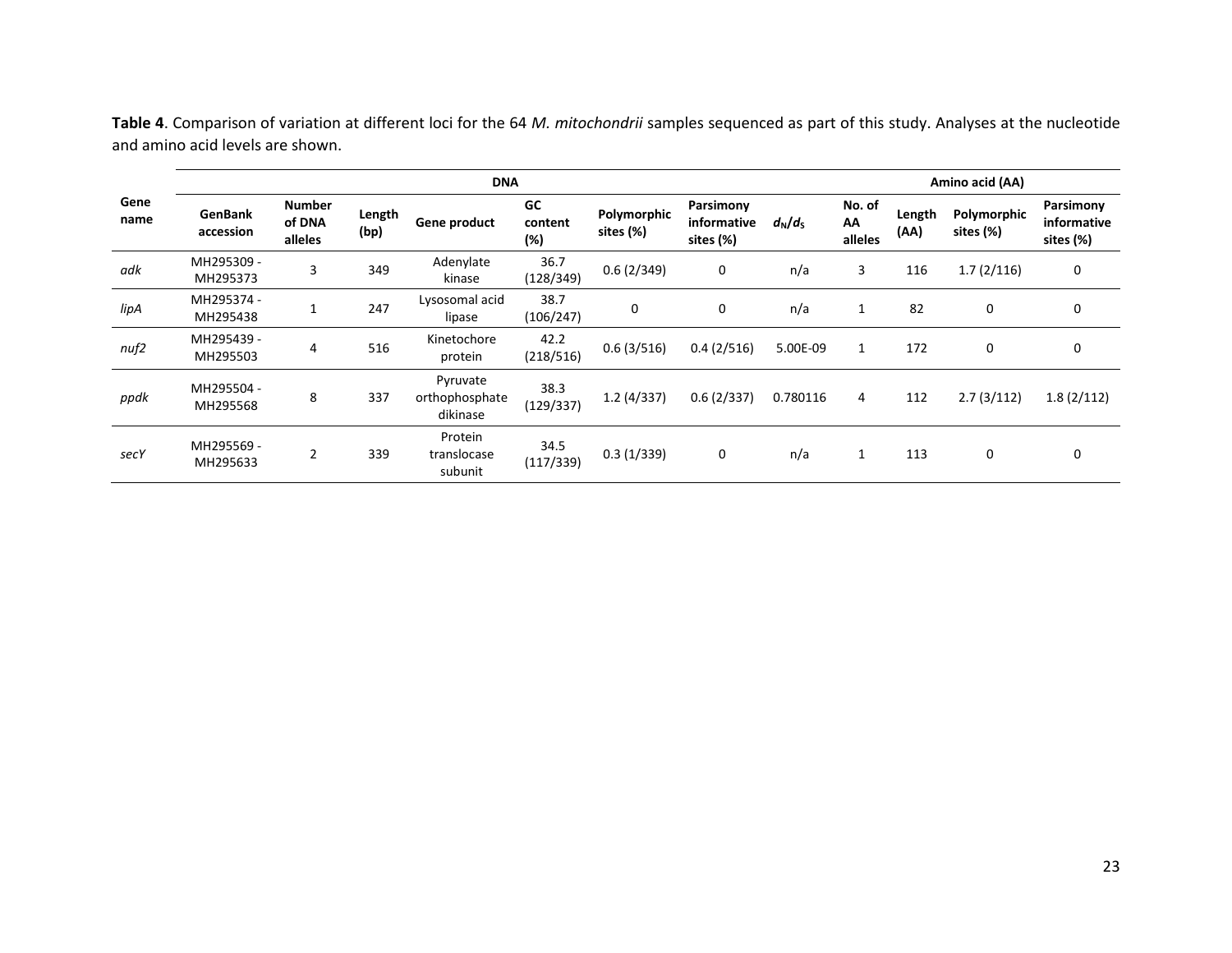**Table 4**. Comparison of variation at different loci for the 64 *M. mitochondrii* samples sequenced as part of this study. Analyses at the nucleotide and amino acid levels are shown.

| Gene name | DNA | | | | | | | | Amino acid (AA) | | | |
|---|---|---|---|---|---|---|---|---|---|---|---|---|
| | GenBank accession | Number of DNA alleles | Length (bp) | Gene product | GC content (%) | Polymorphic sites (%) | Parsimony informative sites (%) | $d_N/d_S$ | No. of AA alleles | Length (AA) | Polymorphic sites (%) | Parsimony informative sites (%) |
| *adk* | MH295309 - MH295373 | 3 | 349 | Adenylate kinase | 36.7 (128/349) | 0.6 (2/349) | 0 | n/a | 3 | 116 | 1.7 (2/116) | 0 |
| *lipA* | MH295374 - MH295438 | 1 | 247 | Lysosomal acid lipase | 38.7 (106/247) | 0 | 0 | n/a | 1 | 82 | 0 | 0 |
| *nuf2* | MH295439 - MH295503 | 4 | 516 | Kinetochore protein | 42.2 (218/516) | 0.6 (3/516) | 0.4 (2/516) | 5.00E-09 | 1 | 172 | 0 | 0 |
| *ppdk* | MH295504 - MH295568 | 8 | 337 | Pyruvate orthophosphate dikinase | 38.3 (129/337) | 1.2 (4/337) | 0.6 (2/337) | 0.780116 | 4 | 112 | 2.7 (3/112) | 1.8 (2/112) |
| *secY* | MH295569 - MH295633 | 2 | 339 | Protein translocase subunit | 34.5 (117/339) | 0.3 (1/339) | 0 | n/a | 1 | 113 | 0 | 0 |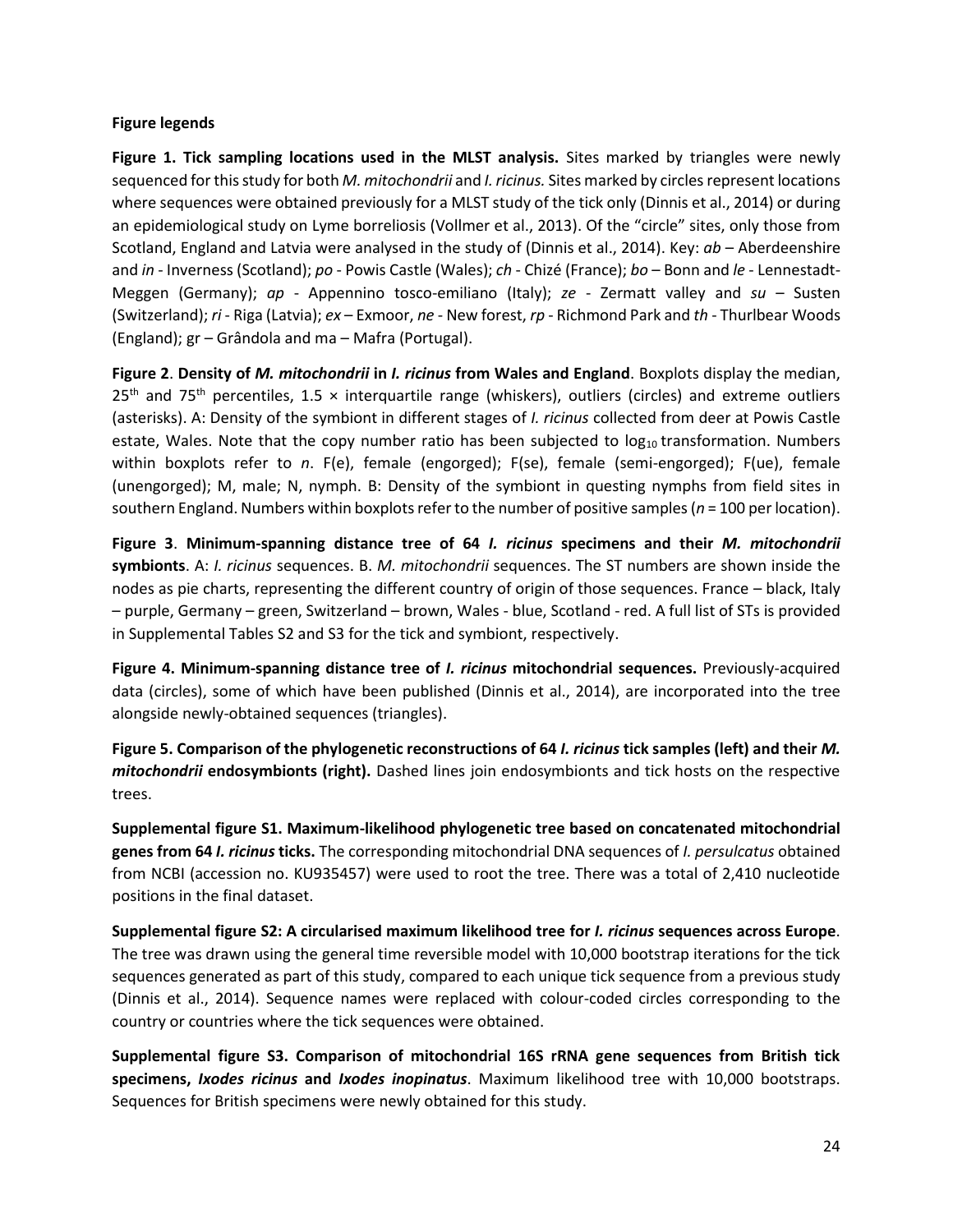**Figure legends**

**Figure 1. Tick sampling locations used in the MLST analysis.** Sites marked by triangles were newly sequenced for this study for both *M. mitochondrii* and *I. ricinus.* Sites marked by circles represent locations where sequences were obtained previously for a MLST study of the tick only (Dinnis et al., 2014) or during an epidemiological study on Lyme borreliosis (Vollmer et al., 2013). Of the "circle" sites, only those from Scotland, England and Latvia were analysed in the study of (Dinnis et al., 2014). Key: *ab* – Aberdeenshire and *in* - Inverness (Scotland); *po* - Powis Castle (Wales); *ch* - Chizé (France); *bo* – Bonn and *le* - Lennestadt-Meggen (Germany); *ap* - Appennino tosco-emiliano (Italy); *ze* - Zermatt valley and *su* – Susten (Switzerland); *ri* - Riga (Latvia); *ex* – Exmoor, *ne* - New forest, *rp* - Richmond Park and *th* - Thurlbear Woods (England); gr – Grândola and ma – Mafra (Portugal).

**Figure 2**. **Density of *M. mitochondrii* in *I. ricinus* from Wales and England**. Boxplots display the median, 25th and 75th percentiles, 1.5 × interquartile range (whiskers), outliers (circles) and extreme outliers (asterisks). A: Density of the symbiont in different stages of *I. ricinus* collected from deer at Powis Castle estate, Wales. Note that the copy number ratio has been subjected to $\log_{10}$ transformation. Numbers within boxplots refer to *n*. F(e), female (engorged); F(se), female (semi-engorged); F(ue), female (unengorged); M, male; N, nymph. B: Density of the symbiont in questing nymphs from field sites in southern England. Numbers within boxplots refer to the number of positive samples (*n* = 100 per location).

**Figure 3**. **Minimum-spanning distance tree of 64 *I. ricinus* specimens and their *M. mitochondrii* symbionts**. A: *I. ricinus* sequences. B. *M. mitochondrii* sequences. The ST numbers are shown inside the nodes as pie charts, representing the different country of origin of those sequences. France – black, Italy – purple, Germany – green, Switzerland – brown, Wales - blue, Scotland - red. A full list of STs is provided in Supplemental Tables S2 and S3 for the tick and symbiont, respectively.

**Figure 4. Minimum-spanning distance tree of *I. ricinus* mitochondrial sequences.** Previously-acquired data (circles), some of which have been published (Dinnis et al., 2014), are incorporated into the tree alongside newly-obtained sequences (triangles).

**Figure 5. Comparison of the phylogenetic reconstructions of 64 *I. ricinus* tick samples (left) and their *M. mitochondrii* endosymbionts (right).** Dashed lines join endosymbionts and tick hosts on the respective trees.

**Supplemental figure S1. Maximum-likelihood phylogenetic tree based on concatenated mitochondrial genes from 64 *I. ricinus* ticks.** The corresponding mitochondrial DNA sequences of *I. persulcatus* obtained from NCBI (accession no. KU935457) were used to root the tree. There was a total of 2,410 nucleotide positions in the final dataset.

**Supplemental figure S2: A circularised maximum likelihood tree for *I. ricinus* sequences across Europe**. The tree was drawn using the general time reversible model with 10,000 bootstrap iterations for the tick sequences generated as part of this study, compared to each unique tick sequence from a previous study (Dinnis et al., 2014). Sequence names were replaced with colour-coded circles corresponding to the country or countries where the tick sequences were obtained.

**Supplemental figure S3. Comparison of mitochondrial 16S rRNA gene sequences from British tick specimens, *Ixodes ricinus* and *Ixodes inopinatus***. Maximum likelihood tree with 10,000 bootstraps. Sequences for British specimens were newly obtained for this study.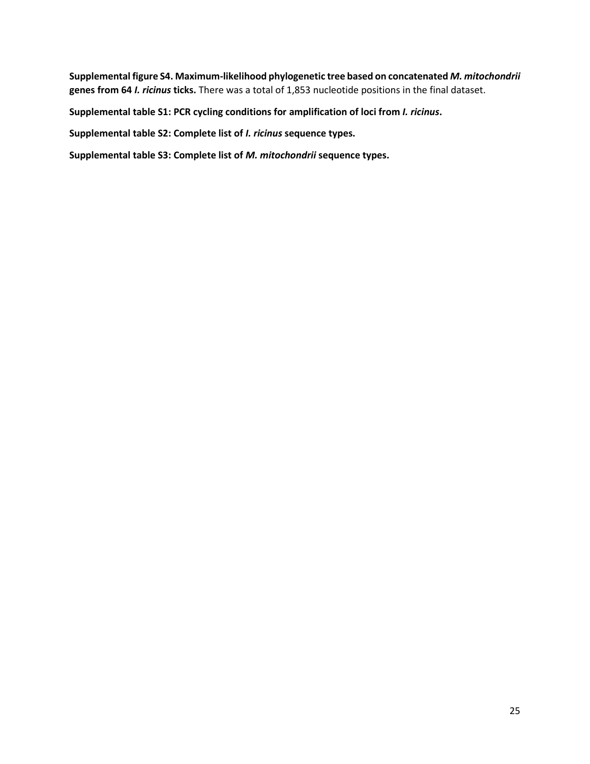**Supplemental figure S4. Maximum-likelihood phylogenetic tree based on concatenated *M. mitochondrii* genes from 64 *I. ricinus* ticks.** There was a total of 1,853 nucleotide positions in the final dataset.

**Supplemental table S1: PCR cycling conditions for amplification of loci from *I. ricinus*.**

**Supplemental table S2: Complete list of *I. ricinus* sequence types.**

**Supplemental table S3: Complete list of *M. mitochondrii* sequence types.**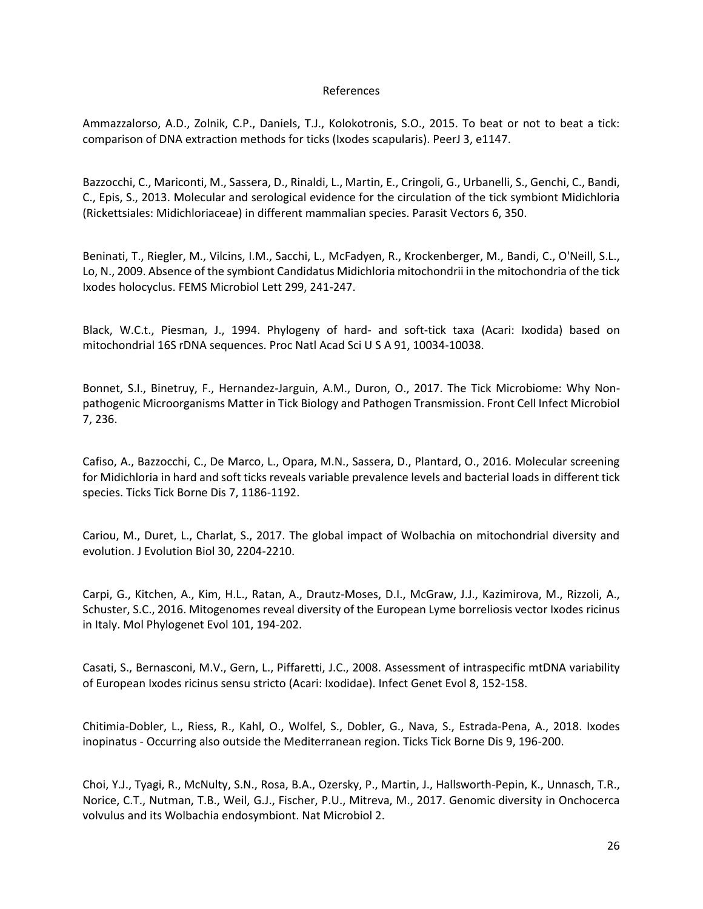# References

Ammazzalorso, A.D., Zolnik, C.P., Daniels, T.J., Kolokotronis, S.O., 2015. To beat or not to beat a tick: comparison of DNA extraction methods for ticks (Ixodes scapularis). PeerJ 3, e1147.

Bazzocchi, C., Mariconti, M., Sassera, D., Rinaldi, L., Martin, E., Cringoli, G., Urbanelli, S., Genchi, C., Bandi, C., Epis, S., 2013. Molecular and serological evidence for the circulation of the tick symbiont Midichloria (Rickettsiales: Midichloriaceae) in different mammalian species. Parasit Vectors 6, 350.

Beninati, T., Riegler, M., Vilcins, I.M., Sacchi, L., McFadyen, R., Krockenberger, M., Bandi, C., O'Neill, S.L., Lo, N., 2009. Absence of the symbiont Candidatus Midichloria mitochondrii in the mitochondria of the tick Ixodes holocyclus. FEMS Microbiol Lett 299, 241-247.

Black, W.C.t., Piesman, J., 1994. Phylogeny of hard- and soft-tick taxa (Acari: Ixodida) based on mitochondrial 16S rDNA sequences. Proc Natl Acad Sci U S A 91, 10034-10038.

Bonnet, S.I., Binetruy, F., Hernandez-Jarguin, A.M., Duron, O., 2017. The Tick Microbiome: Why Non-pathogenic Microorganisms Matter in Tick Biology and Pathogen Transmission. Front Cell Infect Microbiol 7, 236.

Cafiso, A., Bazzocchi, C., De Marco, L., Opara, M.N., Sassera, D., Plantard, O., 2016. Molecular screening for Midichloria in hard and soft ticks reveals variable prevalence levels and bacterial loads in different tick species. Ticks Tick Borne Dis 7, 1186-1192.

Cariou, M., Duret, L., Charlat, S., 2017. The global impact of Wolbachia on mitochondrial diversity and evolution. J Evolution Biol 30, 2204-2210.

Carpi, G., Kitchen, A., Kim, H.L., Ratan, A., Drautz-Moses, D.I., McGraw, J.J., Kazimirova, M., Rizzoli, A., Schuster, S.C., 2016. Mitogenomes reveal diversity of the European Lyme borreliosis vector Ixodes ricinus in Italy. Mol Phylogenet Evol 101, 194-202.

Casati, S., Bernasconi, M.V., Gern, L., Piffaretti, J.C., 2008. Assessment of intraspecific mtDNA variability of European Ixodes ricinus sensu stricto (Acari: Ixodidae). Infect Genet Evol 8, 152-158.

Chitimia-Dobler, L., Riess, R., Kahl, O., Wolfel, S., Dobler, G., Nava, S., Estrada-Pena, A., 2018. Ixodes inopinatus - Occurring also outside the Mediterranean region. Ticks Tick Borne Dis 9, 196-200.

Choi, Y.J., Tyagi, R., McNulty, S.N., Rosa, B.A., Ozersky, P., Martin, J., Hallsworth-Pepin, K., Unnasch, T.R., Norice, C.T., Nutman, T.B., Weil, G.J., Fischer, P.U., Mitreva, M., 2017. Genomic diversity in Onchocerca volvulus and its Wolbachia endosymbiont. Nat Microbiol 2.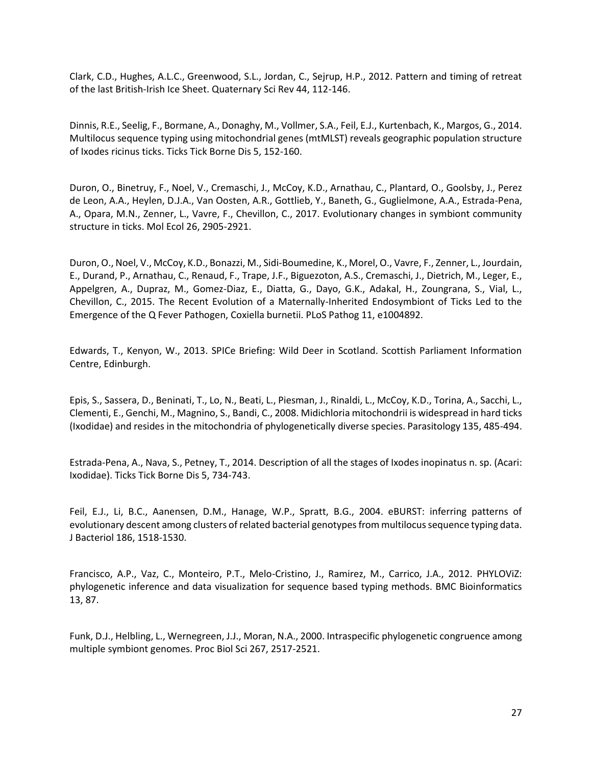Clark, C.D., Hughes, A.L.C., Greenwood, S.L., Jordan, C., Sejrup, H.P., 2012. Pattern and timing of retreat of the last British-Irish Ice Sheet. Quaternary Sci Rev 44, 112-146.

Dinnis, R.E., Seelig, F., Bormane, A., Donaghy, M., Vollmer, S.A., Feil, E.J., Kurtenbach, K., Margos, G., 2014. Multilocus sequence typing using mitochondrial genes (mtMLST) reveals geographic population structure of Ixodes ricinus ticks. Ticks Tick Borne Dis 5, 152-160.

Duron, O., Binetruy, F., Noel, V., Cremaschi, J., McCoy, K.D., Arnathau, C., Plantard, O., Goolsby, J., Perez de Leon, A.A., Heylen, D.J.A., Van Oosten, A.R., Gottlieb, Y., Baneth, G., Guglielmone, A.A., Estrada-Pena, A., Opara, M.N., Zenner, L., Vavre, F., Chevillon, C., 2017. Evolutionary changes in symbiont community structure in ticks. Mol Ecol 26, 2905-2921.

Duron, O., Noel, V., McCoy, K.D., Bonazzi, M., Sidi-Boumedine, K., Morel, O., Vavre, F., Zenner, L., Jourdain, E., Durand, P., Arnathau, C., Renaud, F., Trape, J.F., Biguezoton, A.S., Cremaschi, J., Dietrich, M., Leger, E., Appelgren, A., Dupraz, M., Gomez-Diaz, E., Diatta, G., Dayo, G.K., Adakal, H., Zoungrana, S., Vial, L., Chevillon, C., 2015. The Recent Evolution of a Maternally-Inherited Endosymbiont of Ticks Led to the Emergence of the Q Fever Pathogen, Coxiella burnetii. PLoS Pathog 11, e1004892.

Edwards, T., Kenyon, W., 2013. SPICe Briefing: Wild Deer in Scotland. Scottish Parliament Information Centre, Edinburgh.

Epis, S., Sassera, D., Beninati, T., Lo, N., Beati, L., Piesman, J., Rinaldi, L., McCoy, K.D., Torina, A., Sacchi, L., Clementi, E., Genchi, M., Magnino, S., Bandi, C., 2008. Midichloria mitochondrii is widespread in hard ticks (Ixodidae) and resides in the mitochondria of phylogenetically diverse species. Parasitology 135, 485-494.

Estrada-Pena, A., Nava, S., Petney, T., 2014. Description of all the stages of Ixodes inopinatus n. sp. (Acari: Ixodidae). Ticks Tick Borne Dis 5, 734-743.

Feil, E.J., Li, B.C., Aanensen, D.M., Hanage, W.P., Spratt, B.G., 2004. eBURST: inferring patterns of evolutionary descent among clusters of related bacterial genotypes from multilocus sequence typing data. J Bacteriol 186, 1518-1530.

Francisco, A.P., Vaz, C., Monteiro, P.T., Melo-Cristino, J., Ramirez, M., Carrico, J.A., 2012. PHYLOViZ: phylogenetic inference and data visualization for sequence based typing methods. BMC Bioinformatics 13, 87.

Funk, D.J., Helbling, L., Wernegreen, J.J., Moran, N.A., 2000. Intraspecific phylogenetic congruence among multiple symbiont genomes. Proc Biol Sci 267, 2517-2521.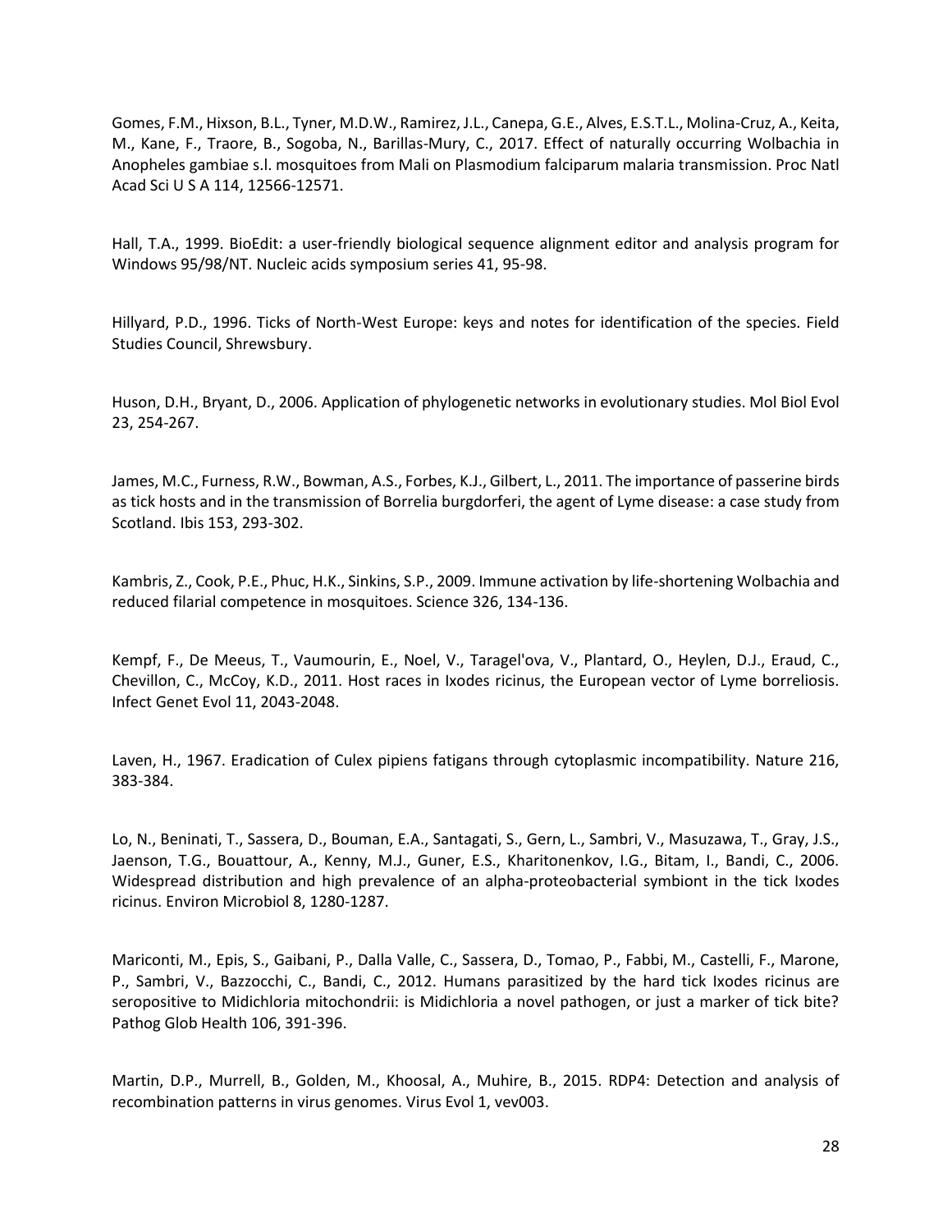Gomes, F.M., Hixson, B.L., Tyner, M.D.W., Ramirez, J.L., Canepa, G.E., Alves, E.S.T.L., Molina-Cruz, A., Keita, M., Kane, F., Traore, B., Sogoba, N., Barillas-Mury, C., 2017. Effect of naturally occurring Wolbachia in Anopheles gambiae s.l. mosquitoes from Mali on Plasmodium falciparum malaria transmission. Proc Natl Acad Sci U S A 114, 12566-12571.

Hall, T.A., 1999. BioEdit: a user-friendly biological sequence alignment editor and analysis program for Windows 95/98/NT. Nucleic acids symposium series 41, 95-98.

Hillyard, P.D., 1996. Ticks of North-West Europe: keys and notes for identification of the species. Field Studies Council, Shrewsbury.

Huson, D.H., Bryant, D., 2006. Application of phylogenetic networks in evolutionary studies. Mol Biol Evol 23, 254-267.

James, M.C., Furness, R.W., Bowman, A.S., Forbes, K.J., Gilbert, L., 2011. The importance of passerine birds as tick hosts and in the transmission of Borrelia burgdorferi, the agent of Lyme disease: a case study from Scotland. Ibis 153, 293-302.

Kambris, Z., Cook, P.E., Phuc, H.K., Sinkins, S.P., 2009. Immune activation by life-shortening Wolbachia and reduced filarial competence in mosquitoes. Science 326, 134-136.

Kempf, F., De Meeus, T., Vaumourin, E., Noel, V., Taragel'ova, V., Plantard, O., Heylen, D.J., Eraud, C., Chevillon, C., McCoy, K.D., 2011. Host races in Ixodes ricinus, the European vector of Lyme borreliosis. Infect Genet Evol 11, 2043-2048.

Laven, H., 1967. Eradication of Culex pipiens fatigans through cytoplasmic incompatibility. Nature 216, 383-384.

Lo, N., Beninati, T., Sassera, D., Bouman, E.A., Santagati, S., Gern, L., Sambri, V., Masuzawa, T., Gray, J.S., Jaenson, T.G., Bouattour, A., Kenny, M.J., Guner, E.S., Kharitonenkov, I.G., Bitam, I., Bandi, C., 2006. Widespread distribution and high prevalence of an alpha-proteobacterial symbiont in the tick Ixodes ricinus. Environ Microbiol 8, 1280-1287.

Mariconti, M., Epis, S., Gaibani, P., Dalla Valle, C., Sassera, D., Tomao, P., Fabbi, M., Castelli, F., Marone, P., Sambri, V., Bazzocchi, C., Bandi, C., 2012. Humans parasitized by the hard tick Ixodes ricinus are seropositive to Midichloria mitochondrii: is Midichloria a novel pathogen, or just a marker of tick bite? Pathog Glob Health 106, 391-396.

Martin, D.P., Murrell, B., Golden, M., Khoosal, A., Muhire, B., 2015. RDP4: Detection and analysis of recombination patterns in virus genomes. Virus Evol 1, vev003.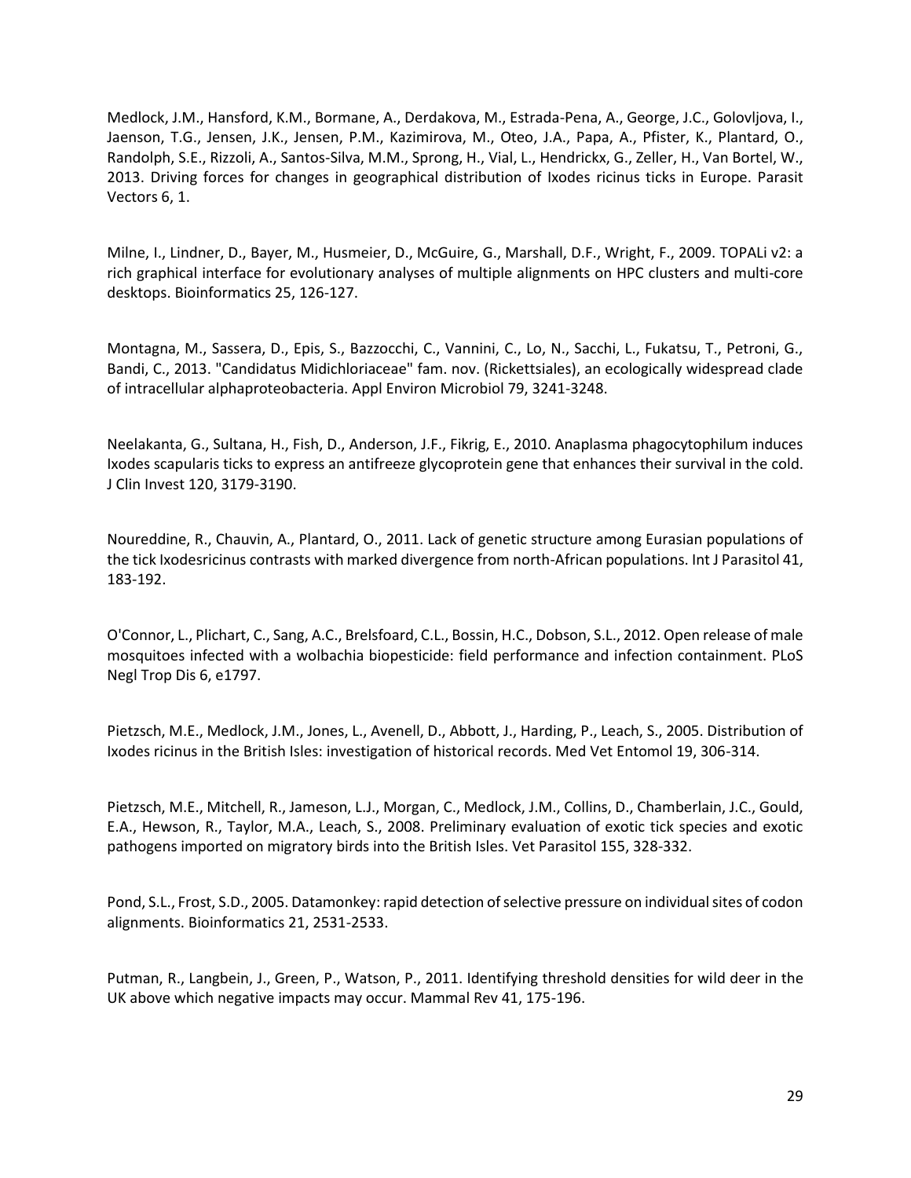Medlock, J.M., Hansford, K.M., Bormane, A., Derdakova, M., Estrada-Pena, A., George, J.C., Golovljova, I., Jaenson, T.G., Jensen, J.K., Jensen, P.M., Kazimirova, M., Oteo, J.A., Papa, A., Pfister, K., Plantard, O., Randolph, S.E., Rizzoli, A., Santos-Silva, M.M., Sprong, H., Vial, L., Hendrickx, G., Zeller, H., Van Bortel, W., 2013. Driving forces for changes in geographical distribution of Ixodes ricinus ticks in Europe. Parasit Vectors 6, 1.

Milne, I., Lindner, D., Bayer, M., Husmeier, D., McGuire, G., Marshall, D.F., Wright, F., 2009. TOPALi v2: a rich graphical interface for evolutionary analyses of multiple alignments on HPC clusters and multi-core desktops. Bioinformatics 25, 126-127.

Montagna, M., Sassera, D., Epis, S., Bazzocchi, C., Vannini, C., Lo, N., Sacchi, L., Fukatsu, T., Petroni, G., Bandi, C., 2013. "Candidatus Midichloriaceae" fam. nov. (Rickettsiales), an ecologically widespread clade of intracellular alphaproteobacteria. Appl Environ Microbiol 79, 3241-3248.

Neelakanta, G., Sultana, H., Fish, D., Anderson, J.F., Fikrig, E., 2010. Anaplasma phagocytophilum induces Ixodes scapularis ticks to express an antifreeze glycoprotein gene that enhances their survival in the cold. J Clin Invest 120, 3179-3190.

Noureddine, R., Chauvin, A., Plantard, O., 2011. Lack of genetic structure among Eurasian populations of the tick Ixodesricinus contrasts with marked divergence from north-African populations. Int J Parasitol 41, 183-192.

O'Connor, L., Plichart, C., Sang, A.C., Brelsfoard, C.L., Bossin, H.C., Dobson, S.L., 2012. Open release of male mosquitoes infected with a wolbachia biopesticide: field performance and infection containment. PLoS Negl Trop Dis 6, e1797.

Pietzsch, M.E., Medlock, J.M., Jones, L., Avenell, D., Abbott, J., Harding, P., Leach, S., 2005. Distribution of Ixodes ricinus in the British Isles: investigation of historical records. Med Vet Entomol 19, 306-314.

Pietzsch, M.E., Mitchell, R., Jameson, L.J., Morgan, C., Medlock, J.M., Collins, D., Chamberlain, J.C., Gould, E.A., Hewson, R., Taylor, M.A., Leach, S., 2008. Preliminary evaluation of exotic tick species and exotic pathogens imported on migratory birds into the British Isles. Vet Parasitol 155, 328-332.

Pond, S.L., Frost, S.D., 2005. Datamonkey: rapid detection of selective pressure on individual sites of codon alignments. Bioinformatics 21, 2531-2533.

Putman, R., Langbein, J., Green, P., Watson, P., 2011. Identifying threshold densities for wild deer in the UK above which negative impacts may occur. Mammal Rev 41, 175-196.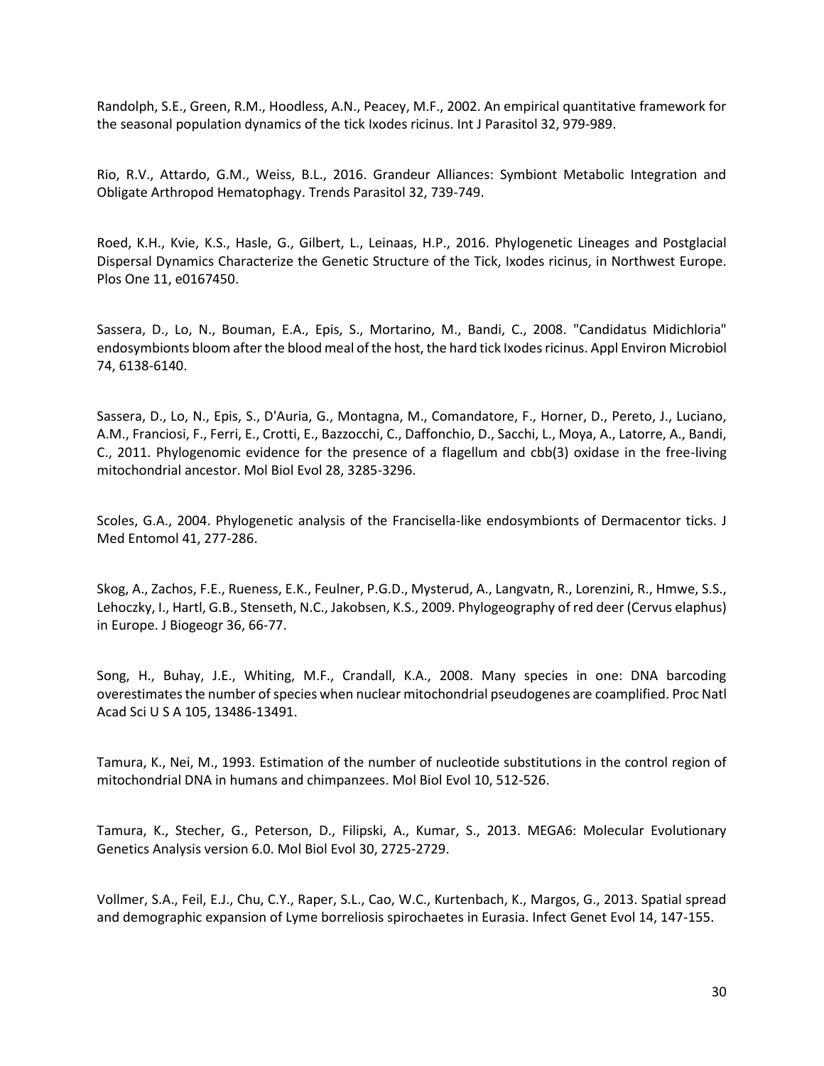Randolph, S.E., Green, R.M., Hoodless, A.N., Peacey, M.F., 2002. An empirical quantitative framework for the seasonal population dynamics of the tick Ixodes ricinus. Int J Parasitol 32, 979-989.

Rio, R.V., Attardo, G.M., Weiss, B.L., 2016. Grandeur Alliances: Symbiont Metabolic Integration and Obligate Arthropod Hematophagy. Trends Parasitol 32, 739-749.

Roed, K.H., Kvie, K.S., Hasle, G., Gilbert, L., Leinaas, H.P., 2016. Phylogenetic Lineages and Postglacial Dispersal Dynamics Characterize the Genetic Structure of the Tick, Ixodes ricinus, in Northwest Europe. Plos One 11, e0167450.

Sassera, D., Lo, N., Bouman, E.A., Epis, S., Mortarino, M., Bandi, C., 2008. "Candidatus Midichloria" endosymbionts bloom after the blood meal of the host, the hard tick Ixodes ricinus. Appl Environ Microbiol 74, 6138-6140.

Sassera, D., Lo, N., Epis, S., D'Auria, G., Montagna, M., Comandatore, F., Horner, D., Pereto, J., Luciano, A.M., Franciosi, F., Ferri, E., Crotti, E., Bazzocchi, C., Daffonchio, D., Sacchi, L., Moya, A., Latorre, A., Bandi, C., 2011. Phylogenomic evidence for the presence of a flagellum and cbb(3) oxidase in the free-living mitochondrial ancestor. Mol Biol Evol 28, 3285-3296.

Scoles, G.A., 2004. Phylogenetic analysis of the Francisella-like endosymbionts of Dermacentor ticks. J Med Entomol 41, 277-286.

Skog, A., Zachos, F.E., Rueness, E.K., Feulner, P.G.D., Mysterud, A., Langvatn, R., Lorenzini, R., Hmwe, S.S., Lehoczky, I., Hartl, G.B., Stenseth, N.C., Jakobsen, K.S., 2009. Phylogeography of red deer (Cervus elaphus) in Europe. J Biogeogr 36, 66-77.

Song, H., Buhay, J.E., Whiting, M.F., Crandall, K.A., 2008. Many species in one: DNA barcoding overestimates the number of species when nuclear mitochondrial pseudogenes are coamplified. Proc Natl Acad Sci U S A 105, 13486-13491.

Tamura, K., Nei, M., 1993. Estimation of the number of nucleotide substitutions in the control region of mitochondrial DNA in humans and chimpanzees. Mol Biol Evol 10, 512-526.

Tamura, K., Stecher, G., Peterson, D., Filipski, A., Kumar, S., 2013. MEGA6: Molecular Evolutionary Genetics Analysis version 6.0. Mol Biol Evol 30, 2725-2729.

Vollmer, S.A., Feil, E.J., Chu, C.Y., Raper, S.L., Cao, W.C., Kurtenbach, K., Margos, G., 2013. Spatial spread and demographic expansion of Lyme borreliosis spirochaetes in Eurasia. Infect Genet Evol 14, 147-155.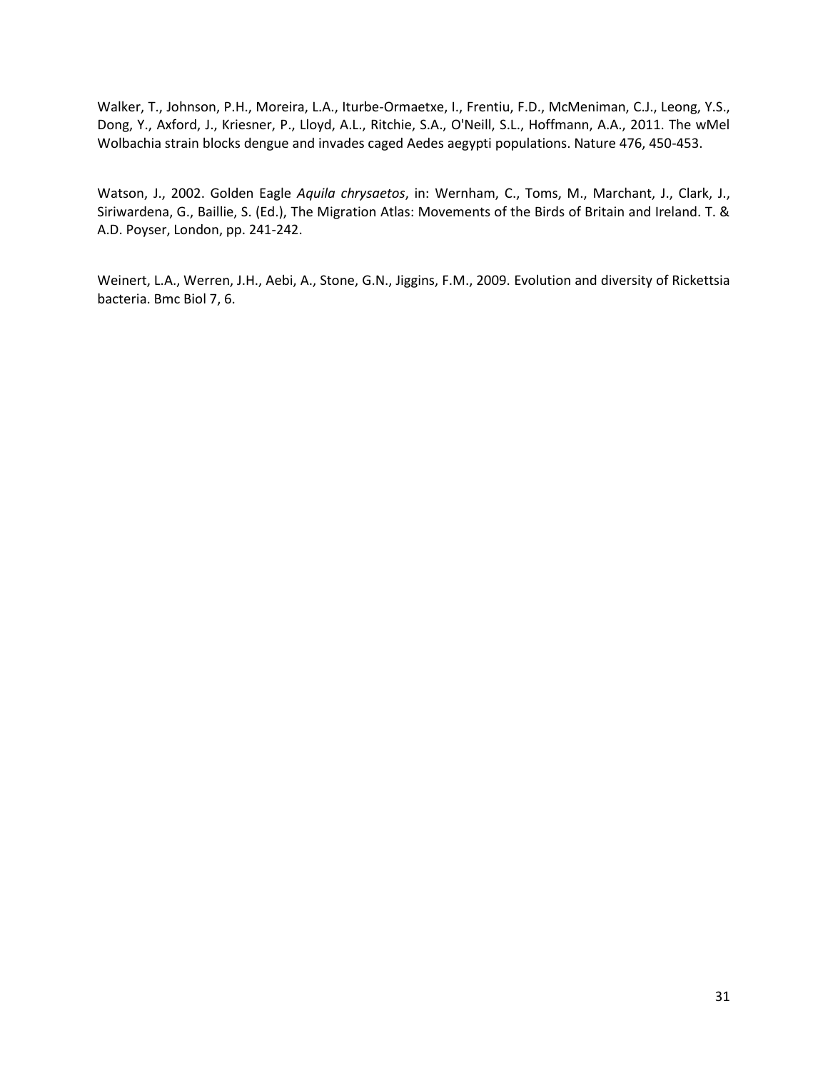Walker, T., Johnson, P.H., Moreira, L.A., Iturbe-Ormaetxe, I., Frentiu, F.D., McMeniman, C.J., Leong, Y.S., Dong, Y., Axford, J., Kriesner, P., Lloyd, A.L., Ritchie, S.A., O'Neill, S.L., Hoffmann, A.A., 2011. The wMel Wolbachia strain blocks dengue and invades caged Aedes aegypti populations. Nature 476, 450-453.

Watson, J., 2002. Golden Eagle *Aquila chrysaetos*, in: Wernham, C., Toms, M., Marchant, J., Clark, J., Siriwardena, G., Baillie, S. (Ed.), The Migration Atlas: Movements of the Birds of Britain and Ireland. T. & A.D. Poyser, London, pp. 241-242.

Weinert, L.A., Werren, J.H., Aebi, A., Stone, G.N., Jiggins, F.M., 2009. Evolution and diversity of Rickettsia bacteria. Bmc Biol 7, 6.